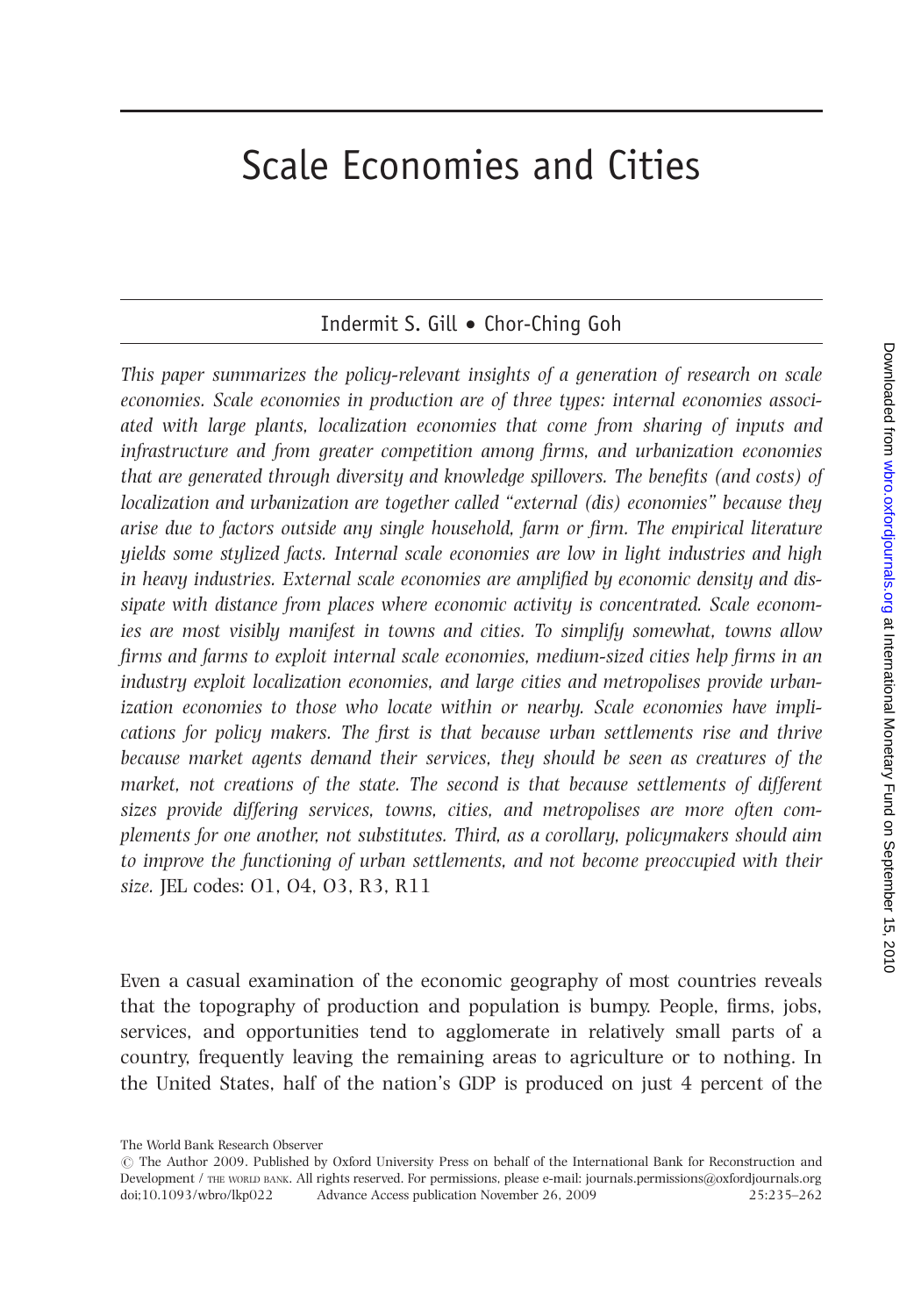# Scale Economies and Cities

Indermit S. Gill • Chor-Ching Goh

*This paper summarizes the policy-relevant insights of a generation of research on scale economies. Scale economies in production are of three types: internal economies associated with large plants, localization economies that come from sharing of inputs and infrastructure and from greater competition among firms, and urbanization economies that are generated through diversity and knowledge spillovers. The benefits (and costs) of localization and urbanization are together called "external (dis) economies" because they arise due to factors outside any single household, farm or firm. The empirical literature yields some stylized facts. Internal scale economies are low in light industries and high in heavy industries. External scale economies are amplified by economic density and dissipate with distance from places where economic activity is concentrated. Scale economies are most visibly manifest in towns and cities. To simplify somewhat, towns allow firms and farms to exploit internal scale economies, medium-sized cities help firms in an industry exploit localization economies, and large cities and metropolises provide urbanization economies to those who locate within or nearby. Scale economies have implications for policy makers. The first is that because urban settlements rise and thrive because market agents demand their services, they should be seen as creatures of the market, not creations of the state. The second is that because settlements of different sizes provide differing services, towns, cities, and metropolises are more often complements for one another, not substitutes. Third, as a corollary, policymakers should aim to improve the functioning of urban settlements, and not become preoccupied with their size.* JEL codes: O1, O4, O3, R3, R11

Even a casual examination of the economic geography of most countries reveals that the topography of production and population is bumpy. People, firms, jobs, services, and opportunities tend to agglomerate in relatively small parts of a country, frequently leaving the remaining areas to agriculture or to nothing. In the United States, half of the nation's GDP is produced on just 4 percent of the

The World Bank Research Observer
© The Author 2009. Published by Oxford University Press on behalf of the International Bank for Reconstruction and Development / THE WORLD BANK. All rights reserved. For permissions, please e-mail: journals.permissions@oxfordjournals.org
doi;10.1093/wbro/lkp022 Advance Access publication November 26, 2009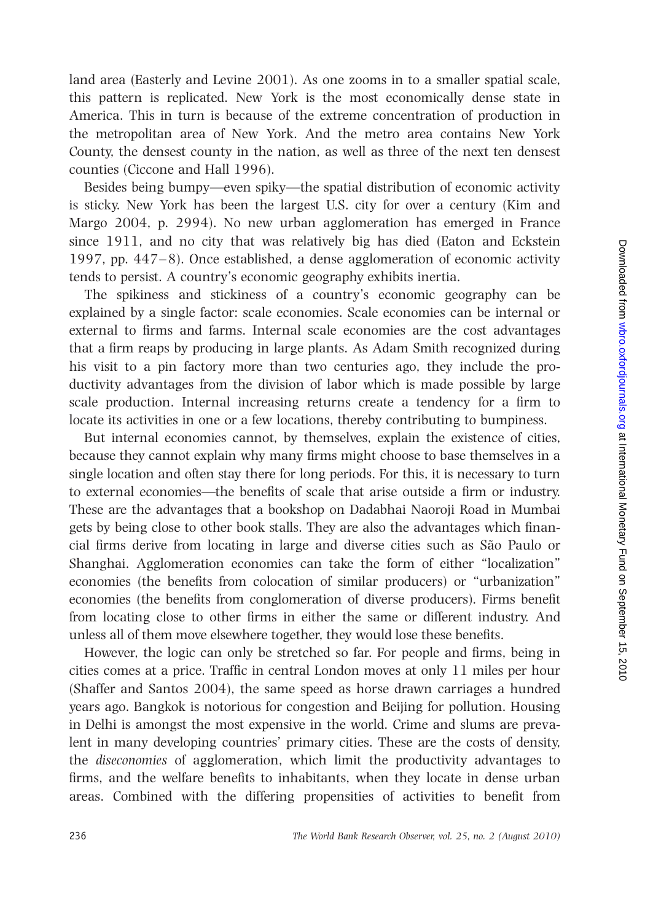land area (Easterly and Levine 2001). As one zooms in to a smaller spatial scale, this pattern is replicated. New York is the most economically dense state in America. This in turn is because of the extreme concentration of production in the metropolitan area of New York. And the metro area contains New York County, the densest county in the nation, as well as three of the next ten densest counties (Ciccone and Hall 1996).

Besides being bumpy—even spiky—the spatial distribution of economic activity is sticky. New York has been the largest U.S. city for over a century (Kim and Margo 2004, p. 2994). No new urban agglomeration has emerged in France since 1911, and no city that was relatively big has died (Eaton and Eckstein 1997, pp. 447–8). Once established, a dense agglomeration of economic activity tends to persist. A country's economic geography exhibits inertia.

The spikiness and stickiness of a country's economic geography can be explained by a single factor: scale economies. Scale economies can be internal or external to firms and farms. Internal scale economies are the cost advantages that a firm reaps by producing in large plants. As Adam Smith recognized during his visit to a pin factory more than two centuries ago, they include the productivity advantages from the division of labor which is made possible by large scale production. Internal increasing returns create a tendency for a firm to locate its activities in one or a few locations, thereby contributing to bumpiness.

But internal economies cannot, by themselves, explain the existence of cities, because they cannot explain why many firms might choose to base themselves in a single location and often stay there for long periods. For this, it is necessary to turn to external economies—the benefits of scale that arise outside a firm or industry. These are the advantages that a bookshop on Dadabhai Naoroji Road in Mumbai gets by being close to other book stalls. They are also the advantages which financial firms derive from locating in large and diverse cities such as São Paulo or Shanghai. Agglomeration economies can take the form of either "localization" economies (the benefits from colocation of similar producers) or "urbanization" economies (the benefits from conglomeration of diverse producers). Firms benefit from locating close to other firms in either the same or different industry. And unless all of them move elsewhere together, they would lose these benefits.

However, the logic can only be stretched so far. For people and firms, being in cities comes at a price. Traffic in central London moves at only 11 miles per hour (Shaffer and Santos 2004), the same speed as horse drawn carriages a hundred years ago. Bangkok is notorious for congestion and Beijing for pollution. Housing in Delhi is amongst the most expensive in the world. Crime and slums are prevalent in many developing countries' primary cities. These are the costs of density, the *diseconomies* of agglomeration, which limit the productivity advantages to firms, and the welfare benefits to inhabitants, when they locate in dense urban areas. Combined with the differing propensities of activities to benefit from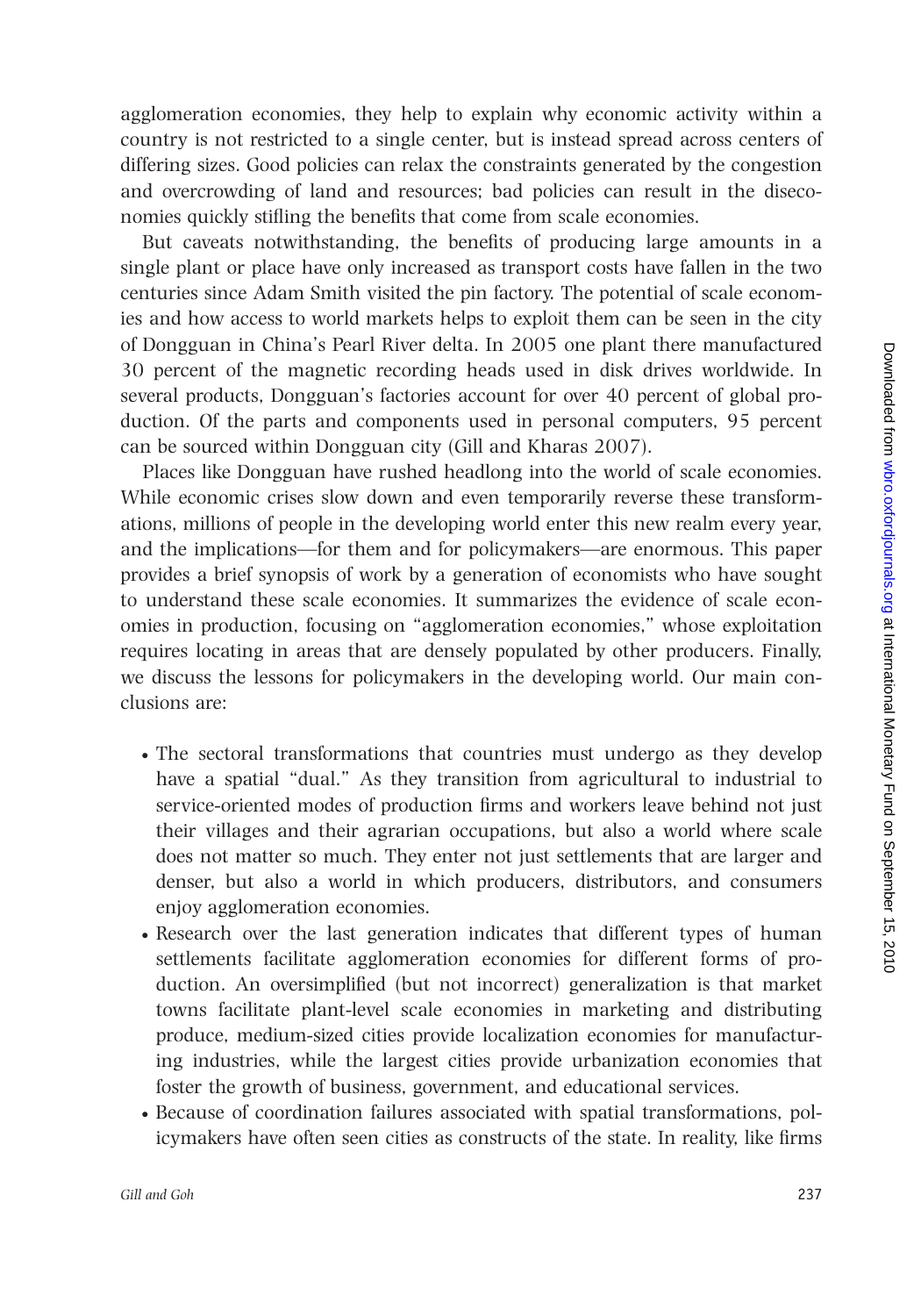agglomeration economies, they help to explain why economic activity within a country is not restricted to a single center, but is instead spread across centers of differing sizes. Good policies can relax the constraints generated by the congestion and overcrowding of land and resources; bad policies can result in the diseconomies quickly stifling the benefits that come from scale economies.

But caveats notwithstanding, the benefits of producing large amounts in a single plant or place have only increased as transport costs have fallen in the two centuries since Adam Smith visited the pin factory. The potential of scale economies and how access to world markets helps to exploit them can be seen in the city of Dongguan in China's Pearl River delta. In 2005 one plant there manufactured 30 percent of the magnetic recording heads used in disk drives worldwide. In several products, Dongguan's factories account for over 40 percent of global production. Of the parts and components used in personal computers, 95 percent can be sourced within Dongguan city (Gill and Kharas 2007).

Places like Dongguan have rushed headlong into the world of scale economies. While economic crises slow down and even temporarily reverse these transformations, millions of people in the developing world enter this new realm every year, and the implications—for them and for policymakers—are enormous. This paper provides a brief synopsis of work by a generation of economists who have sought to understand these scale economies. It summarizes the evidence of scale economies in production, focusing on "agglomeration economies," whose exploitation requires locating in areas that are densely populated by other producers. Finally, we discuss the lessons for policymakers in the developing world. Our main conclusions are:

- The sectoral transformations that countries must undergo as they develop have a spatial "dual." As they transition from agricultural to industrial to service-oriented modes of production firms and workers leave behind not just their villages and their agrarian occupations, but also a world where scale does not matter so much. They enter not just settlements that are larger and denser, but also a world in which producers, distributors, and consumers enjoy agglomeration economies.
- Research over the last generation indicates that different types of human settlements facilitate agglomeration economies for different forms of production. An oversimplified (but not incorrect) generalization is that market towns facilitate plant-level scale economies in marketing and distributing produce, medium-sized cities provide localization economies for manufacturing industries, while the largest cities provide urbanization economies that foster the growth of business, government, and educational services.
- Because of coordination failures associated with spatial transformations, policymakers have often seen cities as constructs of the state. In reality, like firms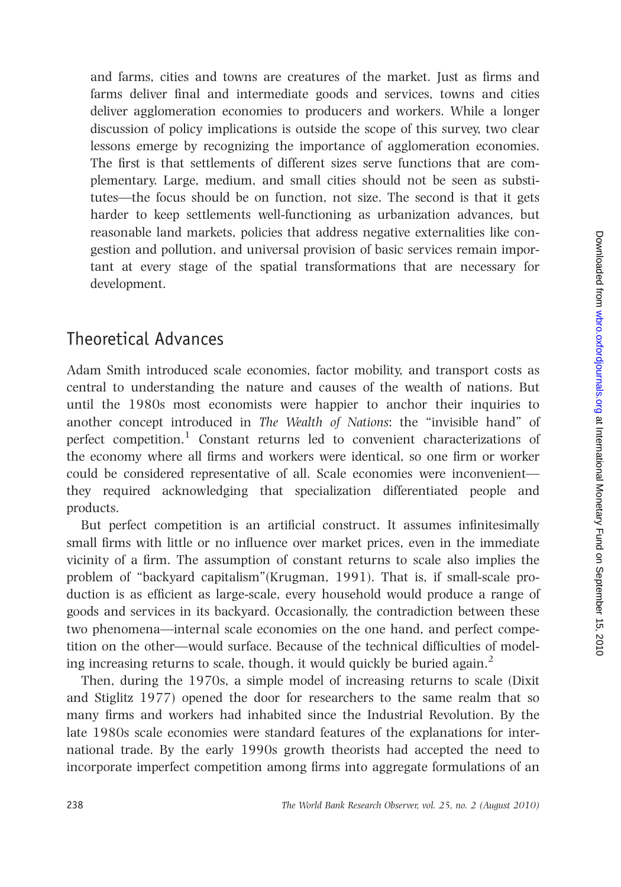and farms, cities and towns are creatures of the market. Just as firms and farms deliver final and intermediate goods and services, towns and cities deliver agglomeration economies to producers and workers. While a longer discussion of policy implications is outside the scope of this survey, two clear lessons emerge by recognizing the importance of agglomeration economies. The first is that settlements of different sizes serve functions that are complementary. Large, medium, and small cities should not be seen as substitutes—the focus should be on function, not size. The second is that it gets harder to keep settlements well-functioning as urbanization advances, but reasonable land markets, policies that address negative externalities like congestion and pollution, and universal provision of basic services remain important at every stage of the spatial transformations that are necessary for development.

## Theoretical Advances

Adam Smith introduced scale economies, factor mobility, and transport costs as central to understanding the nature and causes of the wealth of nations. But until the 1980s most economists were happier to anchor their inquiries to another concept introduced in *The Wealth of Nations*: the "invisible hand" of perfect competition.[1] Constant returns led to convenient characterizations of the economy where all firms and workers were identical, so one firm or worker could be considered representative of all. Scale economies were inconvenient—they required acknowledging that specialization differentiated people and products.

But perfect competition is an artificial construct. It assumes infinitesimally small firms with little or no influence over market prices, even in the immediate vicinity of a firm. The assumption of constant returns to scale also implies the problem of "backyard capitalism"(Krugman, 1991). That is, if small-scale production is as efficient as large-scale, every household would produce a range of goods and services in its backyard. Occasionally, the contradiction between these two phenomena—internal scale economies on the one hand, and perfect competition on the other—would surface. Because of the technical difficulties of modeling increasing returns to scale, though, it would quickly be buried again.[2]

Then, during the 1970s, a simple model of increasing returns to scale (Dixit and Stiglitz 1977) opened the door for researchers to the same realm that so many firms and workers had inhabited since the Industrial Revolution. By the late 1980s scale economies were standard features of the explanations for international trade. By the early 1990s growth theorists had accepted the need to incorporate imperfect competition among firms into aggregate formulations of an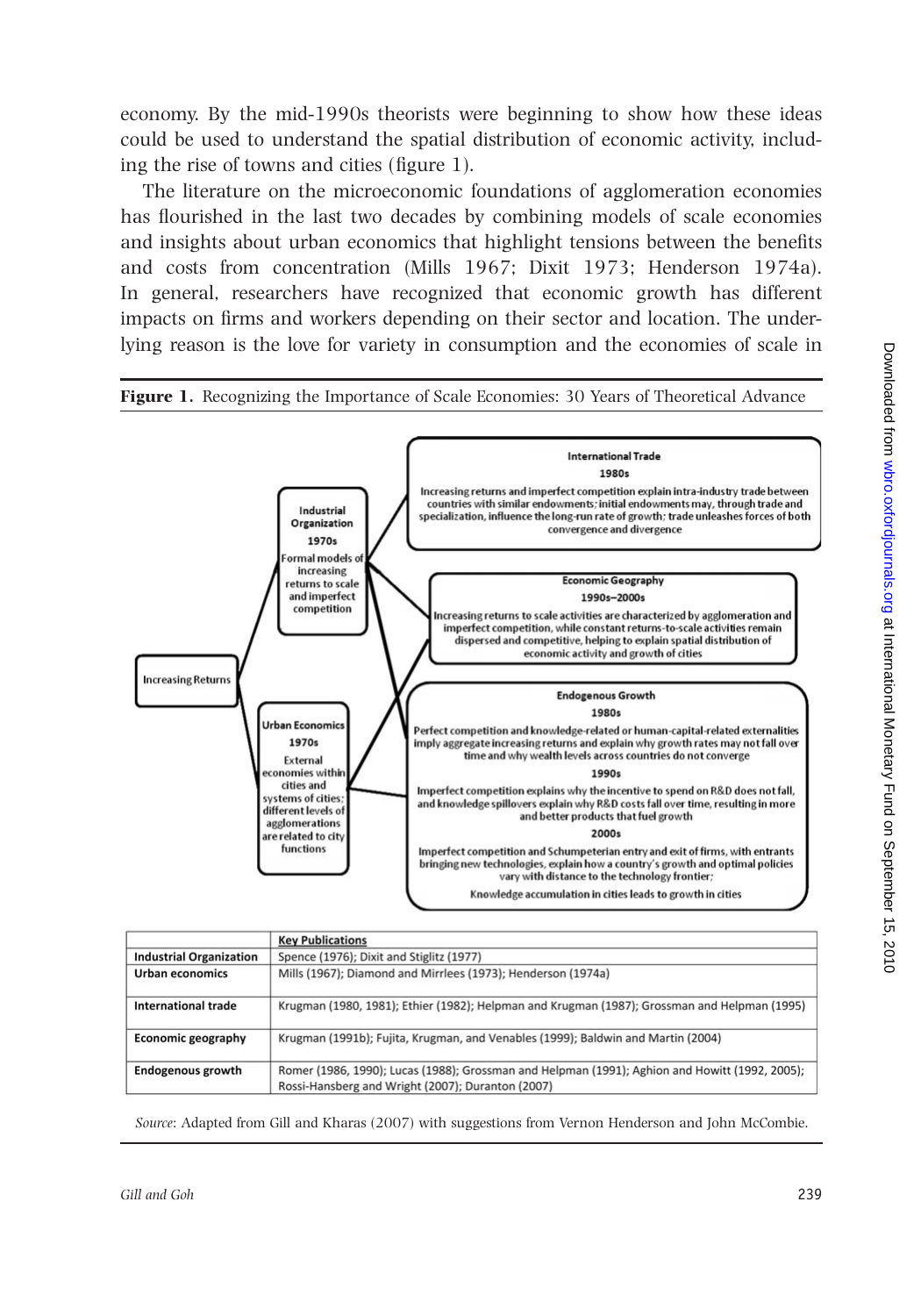economy. By the mid-1990s theorists were beginning to show how these ideas could be used to understand the spatial distribution of economic activity, including the rise of towns and cities (figure 1).

The literature on the microeconomic foundations of agglomeration economies has flourished in the last two decades by combining models of scale economies and insights about urban economics that highlight tensions between the benefits and costs from concentration (Mills 1967; Dixit 1973; Henderson 1974a). In general, researchers have recognized that economic growth has different impacts on firms and workers depending on their sector and location. The underlying reason is the love for variety in consumption and the economies of scale in

**Figure 1.** Recognizing the Importance of Scale Economies: 30 Years of Theoretical Advance

Increasing Returns

Industrial Organization
1970s
Formal models of increasing returns to scale and imperfect competition

Urban Economics
1970s
External economies within cities and systems of cities; different levels of agglomerations are related to city functions

International Trade
1980s
Increasing returns and imperfect competition explain intra-industry trade between countries with similar endowments; initial endowments may, through trade and specialization, influence the long-run rate of growth; trade unleashes forces of both convergence and divergence

Economic Geography
1990s–2000s
Increasing returns to scale activities are characterized by agglomeration and imperfect competition, while constant returns-to-scale activities remain dispersed and competitive, helping to explain spatial distribution of economic activity and growth of cities

Endogenous Growth
1980s
Perfect competition and knowledge-related or human-capital-related externalities imply aggregate increasing returns and explain why growth rates may not fall over time and why wealth levels across countries do not converge
1990s
Imperfect competition explains why the incentive to spend on R&D does not fall, and knowledge spillovers explain why R&D costs fall over time, resulting in more and better products that fuel growth
2000s
Imperfect competition and Schumpeterian entry and exit of firms, with entrants bringing new technologies, explain how a country's growth and optimal policies vary with distance to the technology frontier;
Knowledge accumulation in cities leads to growth in cities

| | Key Publications |
|---|---|
| **Industrial Organization** | Spence (1976); Dixit and Stiglitz (1977) |
| **Urban economics** | Mills (1967); Diamond and Mirrlees (1973); Henderson (1974a) |
| **International trade** | Krugman (1980, 1981); Ethier (1982); Helpman and Krugman (1987); Grossman and Helpman (1995) |
| **Economic geography** | Krugman (1991b); Fujita, Krugman, and Venables (1999); Baldwin and Martin (2004) |
| **Endogenous growth** | Romer (1986, 1990); Lucas (1988); Grossman and Helpman (1991); Aghion and Howitt (1992, 2005); Rossi-Hansberg and Wright (2007); Duranton (2007) |

*Source*: Adapted from Gill and Kharas (2007) with suggestions from Vernon Henderson and John McCombie.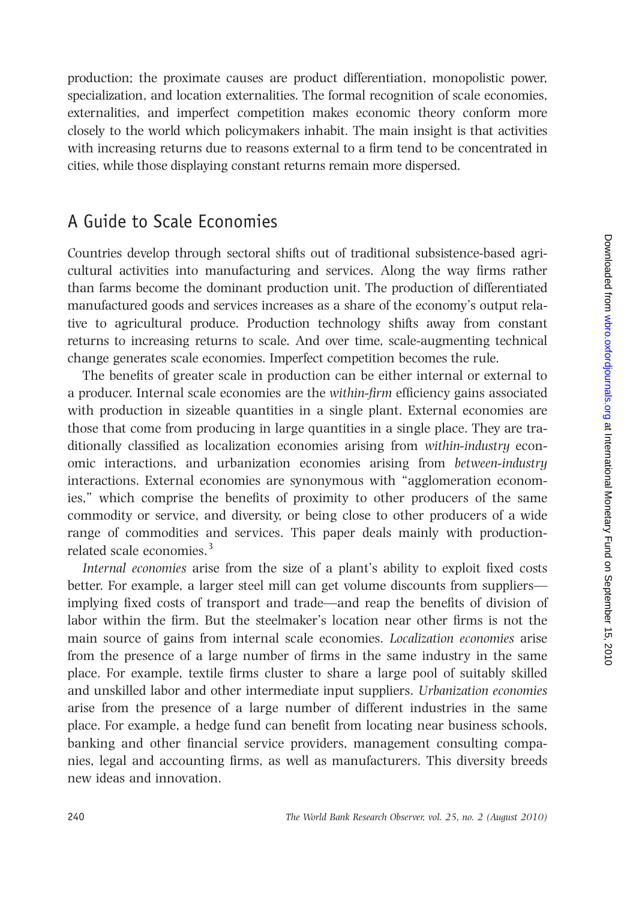production; the proximate causes are product differentiation, monopolistic power, specialization, and location externalities. The formal recognition of scale economies, externalities, and imperfect competition makes economic theory conform more closely to the world which policymakers inhabit. The main insight is that activities with increasing returns due to reasons external to a firm tend to be concentrated in cities, while those displaying constant returns remain more dispersed.

## A Guide to Scale Economies

Countries develop through sectoral shifts out of traditional subsistence-based agricultural activities into manufacturing and services. Along the way firms rather than farms become the dominant production unit. The production of differentiated manufactured goods and services increases as a share of the economy's output relative to agricultural produce. Production technology shifts away from constant returns to increasing returns to scale. And over time, scale-augmenting technical change generates scale economies. Imperfect competition becomes the rule.

The benefits of greater scale in production can be either internal or external to a producer. Internal scale economies are the *within-firm* efficiency gains associated with production in sizeable quantities in a single plant. External economies are those that come from producing in large quantities in a single place. They are traditionally classified as localization economies arising from *within-industry* economic interactions, and urbanization economies arising from *between-industry* interactions. External economies are synonymous with "agglomeration economies," which comprise the benefits of proximity to other producers of the same commodity or service, and diversity, or being close to other producers of a wide range of commodities and services. This paper deals mainly with production-related scale economies.[3]

*Internal economies* arise from the size of a plant's ability to exploit fixed costs better. For example, a larger steel mill can get volume discounts from suppliers—implying fixed costs of transport and trade—and reap the benefits of division of labor within the firm. But the steelmaker's location near other firms is not the main source of gains from internal scale economies. *Localization economies* arise from the presence of a large number of firms in the same industry in the same place. For example, textile firms cluster to share a large pool of suitably skilled and unskilled labor and other intermediate input suppliers. *Urbanization economies* arise from the presence of a large number of different industries in the same place. For example, a hedge fund can benefit from locating near business schools, banking and other financial service providers, management consulting companies, legal and accounting firms, as well as manufacturers. This diversity breeds new ideas and innovation.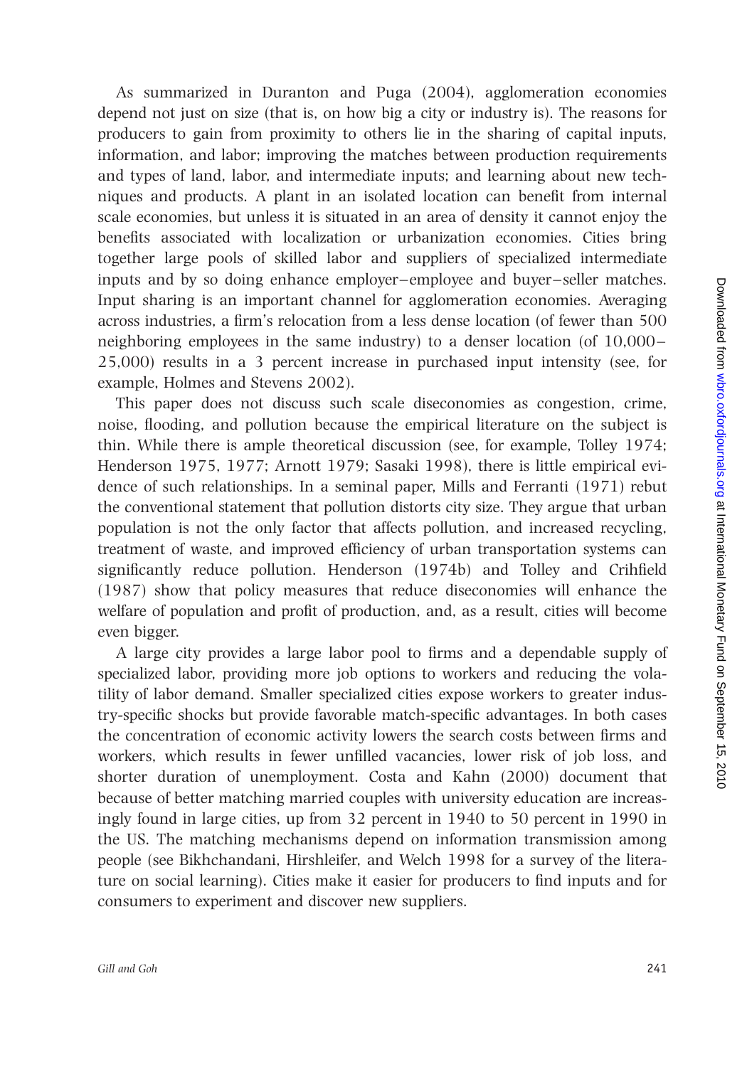As summarized in Duranton and Puga (2004), agglomeration economies depend not just on size (that is, on how big a city or industry is). The reasons for producers to gain from proximity to others lie in the sharing of capital inputs, information, and labor; improving the matches between production requirements and types of land, labor, and intermediate inputs; and learning about new techniques and products. A plant in an isolated location can benefit from internal scale economies, but unless it is situated in an area of density it cannot enjoy the benefits associated with localization or urbanization economies. Cities bring together large pools of skilled labor and suppliers of specialized intermediate inputs and by so doing enhance employer–employee and buyer–seller matches. Input sharing is an important channel for agglomeration economies. Averaging across industries, a firm's relocation from a less dense location (of fewer than 500 neighboring employees in the same industry) to a denser location (of 10,000–25,000) results in a 3 percent increase in purchased input intensity (see, for example, Holmes and Stevens 2002).

This paper does not discuss such scale diseconomies as congestion, crime, noise, flooding, and pollution because the empirical literature on the subject is thin. While there is ample theoretical discussion (see, for example, Tolley 1974; Henderson 1975, 1977; Arnott 1979; Sasaki 1998), there is little empirical evidence of such relationships. In a seminal paper, Mills and Ferranti (1971) rebut the conventional statement that pollution distorts city size. They argue that urban population is not the only factor that affects pollution, and increased recycling, treatment of waste, and improved efficiency of urban transportation systems can significantly reduce pollution. Henderson (1974b) and Tolley and Crihfield (1987) show that policy measures that reduce diseconomies will enhance the welfare of population and profit of production, and, as a result, cities will become even bigger.

A large city provides a large labor pool to firms and a dependable supply of specialized labor, providing more job options to workers and reducing the volatility of labor demand. Smaller specialized cities expose workers to greater industry-specific shocks but provide favorable match-specific advantages. In both cases the concentration of economic activity lowers the search costs between firms and workers, which results in fewer unfilled vacancies, lower risk of job loss, and shorter duration of unemployment. Costa and Kahn (2000) document that because of better matching married couples with university education are increasingly found in large cities, up from 32 percent in 1940 to 50 percent in 1990 in the US. The matching mechanisms depend on information transmission among people (see Bikhchandani, Hirshleifer, and Welch 1998 for a survey of the literature on social learning). Cities make it easier for producers to find inputs and for consumers to experiment and discover new suppliers.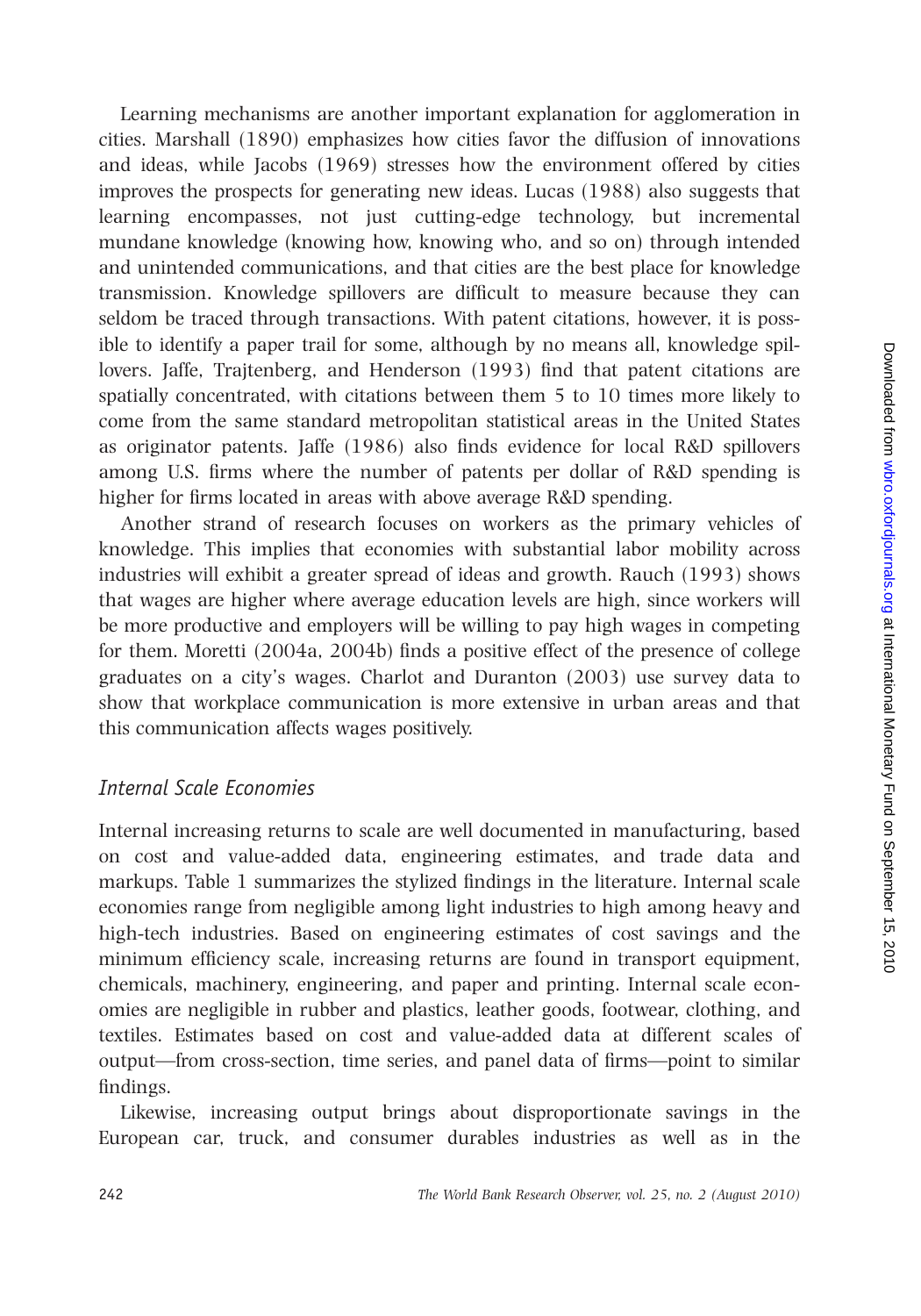Learning mechanisms are another important explanation for agglomeration in cities. Marshall (1890) emphasizes how cities favor the diffusion of innovations and ideas, while Jacobs (1969) stresses how the environment offered by cities improves the prospects for generating new ideas. Lucas (1988) also suggests that learning encompasses, not just cutting-edge technology, but incremental mundane knowledge (knowing how, knowing who, and so on) through intended and unintended communications, and that cities are the best place for knowledge transmission. Knowledge spillovers are difficult to measure because they can seldom be traced through transactions. With patent citations, however, it is possible to identify a paper trail for some, although by no means all, knowledge spillovers. Jaffe, Trajtenberg, and Henderson (1993) find that patent citations are spatially concentrated, with citations between them 5 to 10 times more likely to come from the same standard metropolitan statistical areas in the United States as originator patents. Jaffe (1986) also finds evidence for local R&D spillovers among U.S. firms where the number of patents per dollar of R&D spending is higher for firms located in areas with above average R&D spending.

Another strand of research focuses on workers as the primary vehicles of knowledge. This implies that economies with substantial labor mobility across industries will exhibit a greater spread of ideas and growth. Rauch (1993) shows that wages are higher where average education levels are high, since workers will be more productive and employers will be willing to pay high wages in competing for them. Moretti (2004a, 2004b) finds a positive effect of the presence of college graduates on a city's wages. Charlot and Duranton (2003) use survey data to show that workplace communication is more extensive in urban areas and that this communication affects wages positively.

### *Internal Scale Economies*

Internal increasing returns to scale are well documented in manufacturing, based on cost and value-added data, engineering estimates, and trade data and markups. Table 1 summarizes the stylized findings in the literature. Internal scale economies range from negligible among light industries to high among heavy and high-tech industries. Based on engineering estimates of cost savings and the minimum efficiency scale, increasing returns are found in transport equipment, chemicals, machinery, engineering, and paper and printing. Internal scale economies are negligible in rubber and plastics, leather goods, footwear, clothing, and textiles. Estimates based on cost and value-added data at different scales of output—from cross-section, time series, and panel data of firms—point to similar findings.

Likewise, increasing output brings about disproportionate savings in the European car, truck, and consumer durables industries as well as in the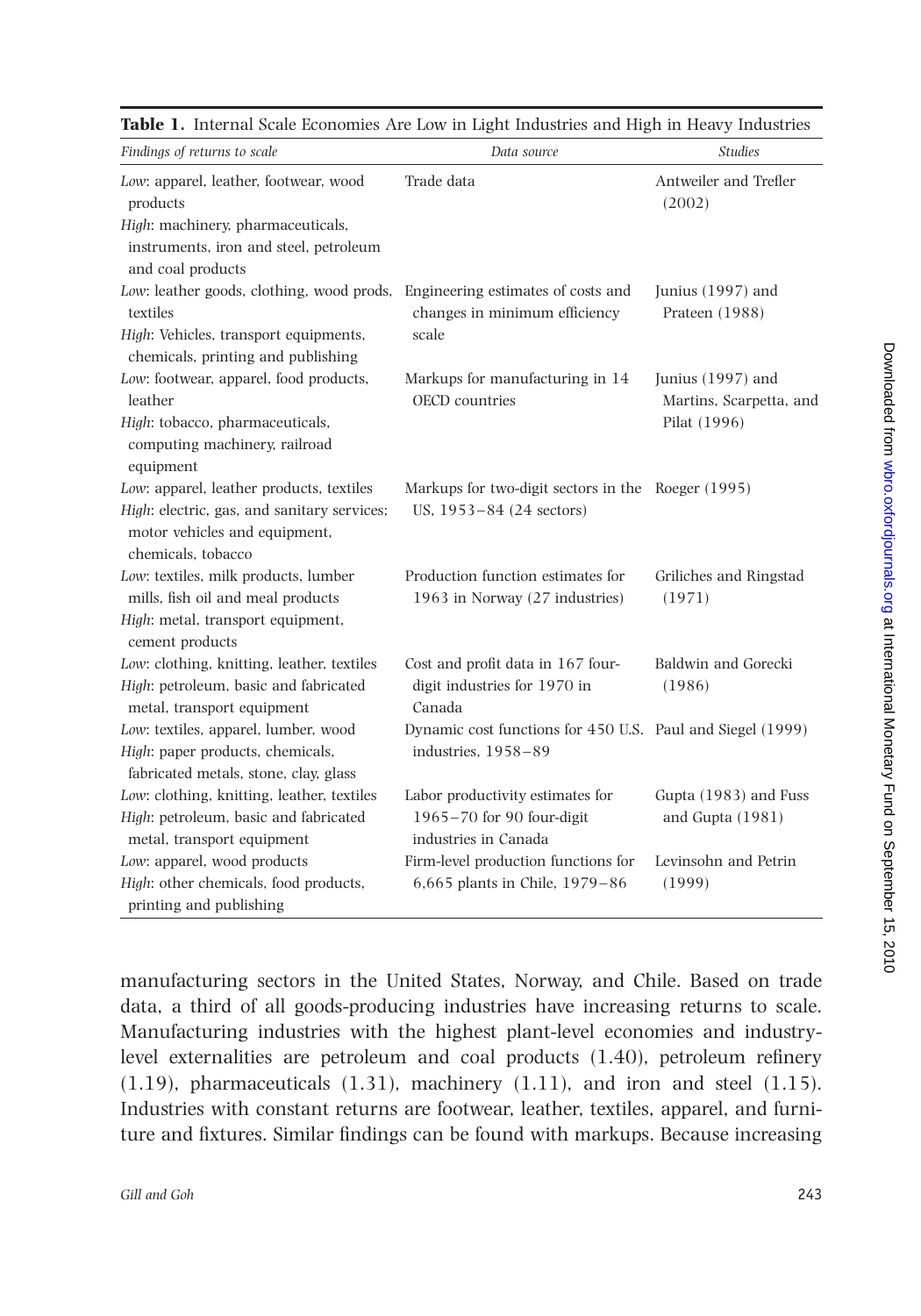**Table 1.** Internal Scale Economies Are Low in Light Industries and High in Heavy Industries

| *Findings of returns to scale* | *Data source* | *Studies* |
|---|---|---|
| *Low*: apparel, leather, footwear, wood products<br>*High*: machinery, pharmaceuticals, instruments, iron and steel, petroleum and coal products | Trade data | Antweiler and Trefler (2002) |
| *Low*: leather goods, clothing, wood prods, textiles<br>*High*: Vehicles, transport equipments, chemicals, printing and publishing | Engineering estimates of costs and changes in minimum efficiency scale | Junius (1997) and Prateen (1988) |
| *Low*: footwear, apparel, food products, leather<br>*High*: tobacco, pharmaceuticals, computing machinery, railroad equipment | Markups for manufacturing in 14 OECD countries | Junius (1997) and Martins, Scarpetta, and Pilat (1996) |
| *Low*: apparel, leather products, textiles<br>*High*: electric, gas, and sanitary services; motor vehicles and equipment, chemicals, tobacco | Markups for two-digit sectors in the US, 1953–84 (24 sectors) | Roeger (1995) |
| *Low*: textiles, milk products, lumber mills, fish oil and meal products<br>*High*: metal, transport equipment, cement products | Production function estimates for 1963 in Norway (27 industries) | Griliches and Ringstad (1971) |
| *Low*: clothing, knitting, leather, textiles<br>*High*: petroleum, basic and fabricated metal, transport equipment | Cost and profit data in 167 four-digit industries for 1970 in Canada | Baldwin and Gorecki (1986) |
| *Low*: textiles, apparel, lumber, wood<br>*High*: paper products, chemicals, fabricated metals, stone, clay, glass | Dynamic cost functions for 450 U.S. industries, 1958–89 | Paul and Siegel (1999) |
| *Low*: clothing, knitting, leather, textiles<br>*High*: petroleum, basic and fabricated metal, transport equipment | Labor productivity estimates for 1965–70 for 90 four-digit industries in Canada | Gupta (1983) and Fuss and Gupta (1981) |
| *Low*: apparel, wood products<br>*High*: other chemicals, food products, printing and publishing | Firm-level production functions for 6,665 plants in Chile, 1979–86 | Levinsohn and Petrin (1999) |

manufacturing sectors in the United States, Norway, and Chile. Based on trade data, a third of all goods-producing industries have increasing returns to scale. Manufacturing industries with the highest plant-level economies and industry-level externalities are petroleum and coal products (1.40), petroleum refinery (1.19), pharmaceuticals (1.31), machinery (1.11), and iron and steel (1.15). Industries with constant returns are footwear, leather, textiles, apparel, and furniture and fixtures. Similar findings can be found with markups. Because increasing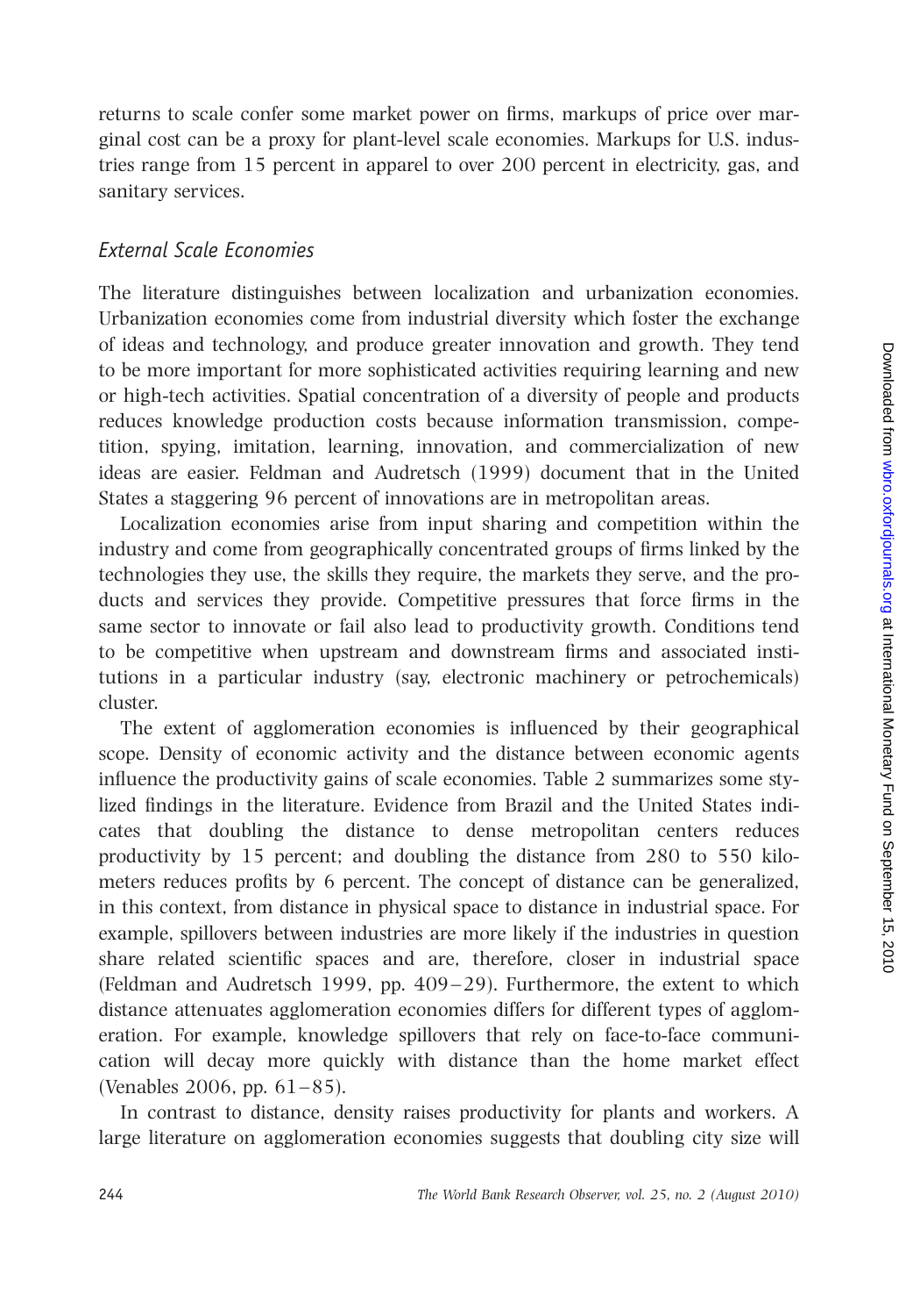returns to scale confer some market power on firms, markups of price over marginal cost can be a proxy for plant-level scale economies. Markups for U.S. industries range from 15 percent in apparel to over 200 percent in electricity, gas, and sanitary services.

### *External Scale Economies*

The literature distinguishes between localization and urbanization economies. Urbanization economies come from industrial diversity which foster the exchange of ideas and technology, and produce greater innovation and growth. They tend to be more important for more sophisticated activities requiring learning and new or high-tech activities. Spatial concentration of a diversity of people and products reduces knowledge production costs because information transmission, competition, spying, imitation, learning, innovation, and commercialization of new ideas are easier. Feldman and Audretsch (1999) document that in the United States a staggering 96 percent of innovations are in metropolitan areas.

Localization economies arise from input sharing and competition within the industry and come from geographically concentrated groups of firms linked by the technologies they use, the skills they require, the markets they serve, and the products and services they provide. Competitive pressures that force firms in the same sector to innovate or fail also lead to productivity growth. Conditions tend to be competitive when upstream and downstream firms and associated institutions in a particular industry (say, electronic machinery or petrochemicals) cluster.

The extent of agglomeration economies is influenced by their geographical scope. Density of economic activity and the distance between economic agents influence the productivity gains of scale economies. Table 2 summarizes some stylized findings in the literature. Evidence from Brazil and the United States indicates that doubling the distance to dense metropolitan centers reduces productivity by 15 percent; and doubling the distance from 280 to 550 kilometers reduces profits by 6 percent. The concept of distance can be generalized, in this context, from distance in physical space to distance in industrial space. For example, spillovers between industries are more likely if the industries in question share related scientific spaces and are, therefore, closer in industrial space (Feldman and Audretsch 1999, pp. 409–29). Furthermore, the extent to which distance attenuates agglomeration economies differs for different types of agglomeration. For example, knowledge spillovers that rely on face-to-face communication will decay more quickly with distance than the home market effect (Venables 2006, pp. 61–85).

In contrast to distance, density raises productivity for plants and workers. A large literature on agglomeration economies suggests that doubling city size will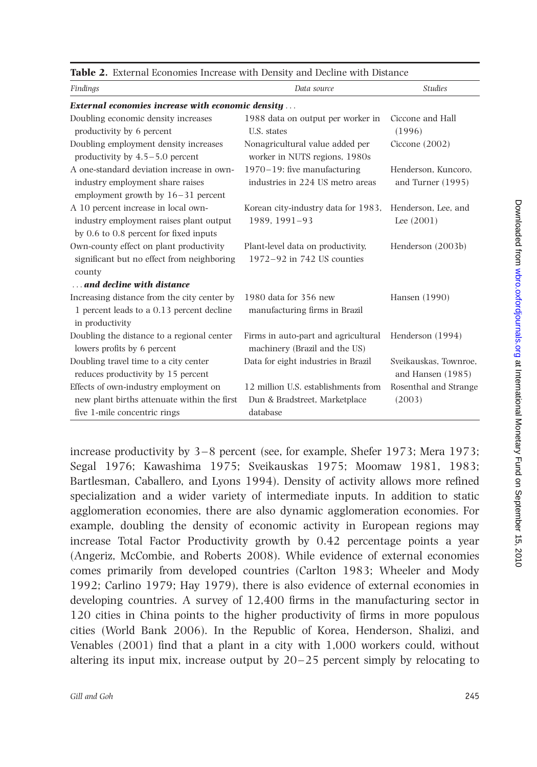**Table 2.** External Economies Increase with Density and Decline with Distance

| *Findings* | *Data source* | *Studies* |
|---|---|---|
| ***External economies increase with economic density*** . . . | | |
| Doubling economic density increases productivity by 6 percent | 1988 data on output per worker in U.S. states | Ciccone and Hall (1996) |
| Doubling employment density increases productivity by 4.5–5.0 percent | Nonagricultural value added per worker in NUTS regions, 1980s | Ciccone (2002) |
| A one-standard deviation increase in own-industry employment share raises employment growth by 16–31 percent | 1970–19: five manufacturing industries in 224 US metro areas | Henderson, Kuncoro, and Turner (1995) |
| A 10 percent increase in local own-industry employment raises plant output by 0.6 to 0.8 percent for fixed inputs | Korean city-industry data for 1983, 1989, 1991–93 | Henderson, Lee, and Lee (2001) |
| Own-county effect on plant productivity significant but no effect from neighboring county | Plant-level data on productivity, 1972–92 in 742 US counties | Henderson (2003b) |
| . . . ***and decline with distance*** | | |
| Increasing distance from the city center by 1 percent leads to a 0.13 percent decline in productivity | 1980 data for 356 new manufacturing firms in Brazil | Hansen (1990) |
| Doubling the distance to a regional center lowers profits by 6 percent | Firms in auto-part and agricultural machinery (Brazil and the US) | Henderson (1994) |
| Doubling travel time to a city center reduces productivity by 15 percent | Data for eight industries in Brazil | Sveikauskas, Townroe, and Hansen (1985) |
| Effects of own-industry employment on new plant births attenuate within the first five 1-mile concentric rings | 12 million U.S. establishments from Dun & Bradstreet, Marketplace database | Rosenthal and Strange (2003) |

increase productivity by 3–8 percent (see, for example, Shefer 1973; Mera 1973; Segal 1976; Kawashima 1975; Sveikauskas 1975; Moomaw 1981, 1983; Bartlesman, Caballero, and Lyons 1994). Density of activity allows more refined specialization and a wider variety of intermediate inputs. In addition to static agglomeration economies, there are also dynamic agglomeration economies. For example, doubling the density of economic activity in European regions may increase Total Factor Productivity growth by 0.42 percentage points a year (Angeriz, McCombie, and Roberts 2008). While evidence of external economies comes primarily from developed countries (Carlton 1983; Wheeler and Mody 1992; Carlino 1979; Hay 1979), there is also evidence of external economies in developing countries. A survey of 12,400 firms in the manufacturing sector in 120 cities in China points to the higher productivity of firms in more populous cities (World Bank 2006). In the Republic of Korea, Henderson, Shalizi, and Venables (2001) find that a plant in a city with 1,000 workers could, without altering its input mix, increase output by 20–25 percent simply by relocating to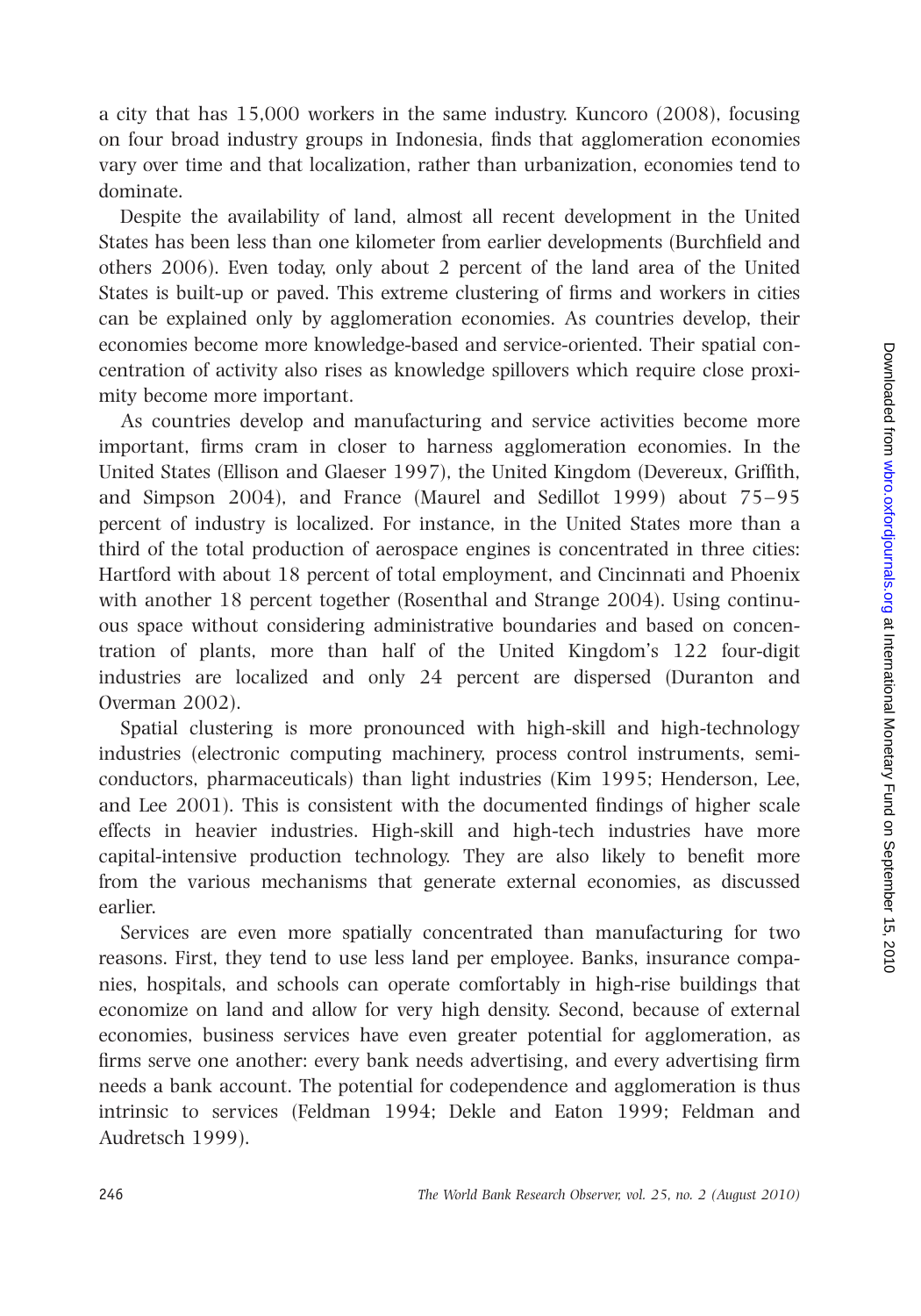a city that has 15,000 workers in the same industry. Kuncoro (2008), focusing on four broad industry groups in Indonesia, finds that agglomeration economies vary over time and that localization, rather than urbanization, economies tend to dominate.

Despite the availability of land, almost all recent development in the United States has been less than one kilometer from earlier developments (Burchfield and others 2006). Even today, only about 2 percent of the land area of the United States is built-up or paved. This extreme clustering of firms and workers in cities can be explained only by agglomeration economies. As countries develop, their economies become more knowledge-based and service-oriented. Their spatial concentration of activity also rises as knowledge spillovers which require close proximity become more important.

As countries develop and manufacturing and service activities become more important, firms cram in closer to harness agglomeration economies. In the United States (Ellison and Glaeser 1997), the United Kingdom (Devereux, Griffith, and Simpson 2004), and France (Maurel and Sedillot 1999) about 75–95 percent of industry is localized. For instance, in the United States more than a third of the total production of aerospace engines is concentrated in three cities: Hartford with about 18 percent of total employment, and Cincinnati and Phoenix with another 18 percent together (Rosenthal and Strange 2004). Using continuous space without considering administrative boundaries and based on concentration of plants, more than half of the United Kingdom's 122 four-digit industries are localized and only 24 percent are dispersed (Duranton and Overman 2002).

Spatial clustering is more pronounced with high-skill and high-technology industries (electronic computing machinery, process control instruments, semiconductors, pharmaceuticals) than light industries (Kim 1995; Henderson, Lee, and Lee 2001). This is consistent with the documented findings of higher scale effects in heavier industries. High-skill and high-tech industries have more capital-intensive production technology. They are also likely to benefit more from the various mechanisms that generate external economies, as discussed earlier.

Services are even more spatially concentrated than manufacturing for two reasons. First, they tend to use less land per employee. Banks, insurance companies, hospitals, and schools can operate comfortably in high-rise buildings that economize on land and allow for very high density. Second, because of external economies, business services have even greater potential for agglomeration, as firms serve one another: every bank needs advertising, and every advertising firm needs a bank account. The potential for codependence and agglomeration is thus intrinsic to services (Feldman 1994; Dekle and Eaton 1999; Feldman and Audretsch 1999).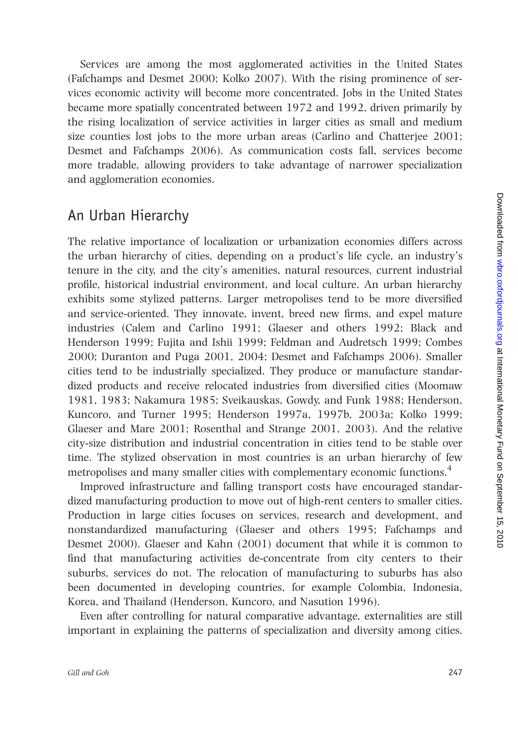Services are among the most agglomerated activities in the United States (Fafchamps and Desmet 2000; Kolko 2007). With the rising prominence of services economic activity will become more concentrated. Jobs in the United States became more spatially concentrated between 1972 and 1992, driven primarily by the rising localization of service activities in larger cities as small and medium size counties lost jobs to the more urban areas (Carlino and Chatterjee 2001; Desmet and Fafchamps 2006). As communication costs fall, services become more tradable, allowing providers to take advantage of narrower specialization and agglomeration economies.

## An Urban Hierarchy

The relative importance of localization or urbanization economies differs across the urban hierarchy of cities, depending on a product's life cycle, an industry's tenure in the city, and the city's amenities, natural resources, current industrial profile, historical industrial environment, and local culture. An urban hierarchy exhibits some stylized patterns. Larger metropolises tend to be more diversified and service-oriented. They innovate, invent, breed new firms, and expel mature industries (Calem and Carlino 1991; Glaeser and others 1992; Black and Henderson 1999; Fujita and Ishii 1999; Feldman and Audretsch 1999; Combes 2000; Duranton and Puga 2001, 2004; Desmet and Fafchamps 2006). Smaller cities tend to be industrially specialized. They produce or manufacture standardized products and receive relocated industries from diversified cities (Moomaw 1981, 1983; Nakamura 1985; Sveikauskas, Gowdy, and Funk 1988; Henderson, Kuncoro, and Turner 1995; Henderson 1997a, 1997b, 2003a; Kolko 1999; Glaeser and Mare 2001; Rosenthal and Strange 2001, 2003). And the relative city-size distribution and industrial concentration in cities tend to be stable over time. The stylized observation in most countries is an urban hierarchy of few metropolises and many smaller cities with complementary economic functions.[4]

Improved infrastructure and falling transport costs have encouraged standardized manufacturing production to move out of high-rent centers to smaller cities. Production in large cities focuses on services, research and development, and nonstandardized manufacturing (Glaeser and others 1995; Fafchamps and Desmet 2000). Glaeser and Kahn (2001) document that while it is common to find that manufacturing activities de-concentrate from city centers to their suburbs, services do not. The relocation of manufacturing to suburbs has also been documented in developing countries, for example Colombia, Indonesia, Korea, and Thailand (Henderson, Kuncoro, and Nasution 1996).

Even after controlling for natural comparative advantage, externalities are still important in explaining the patterns of specialization and diversity among cities.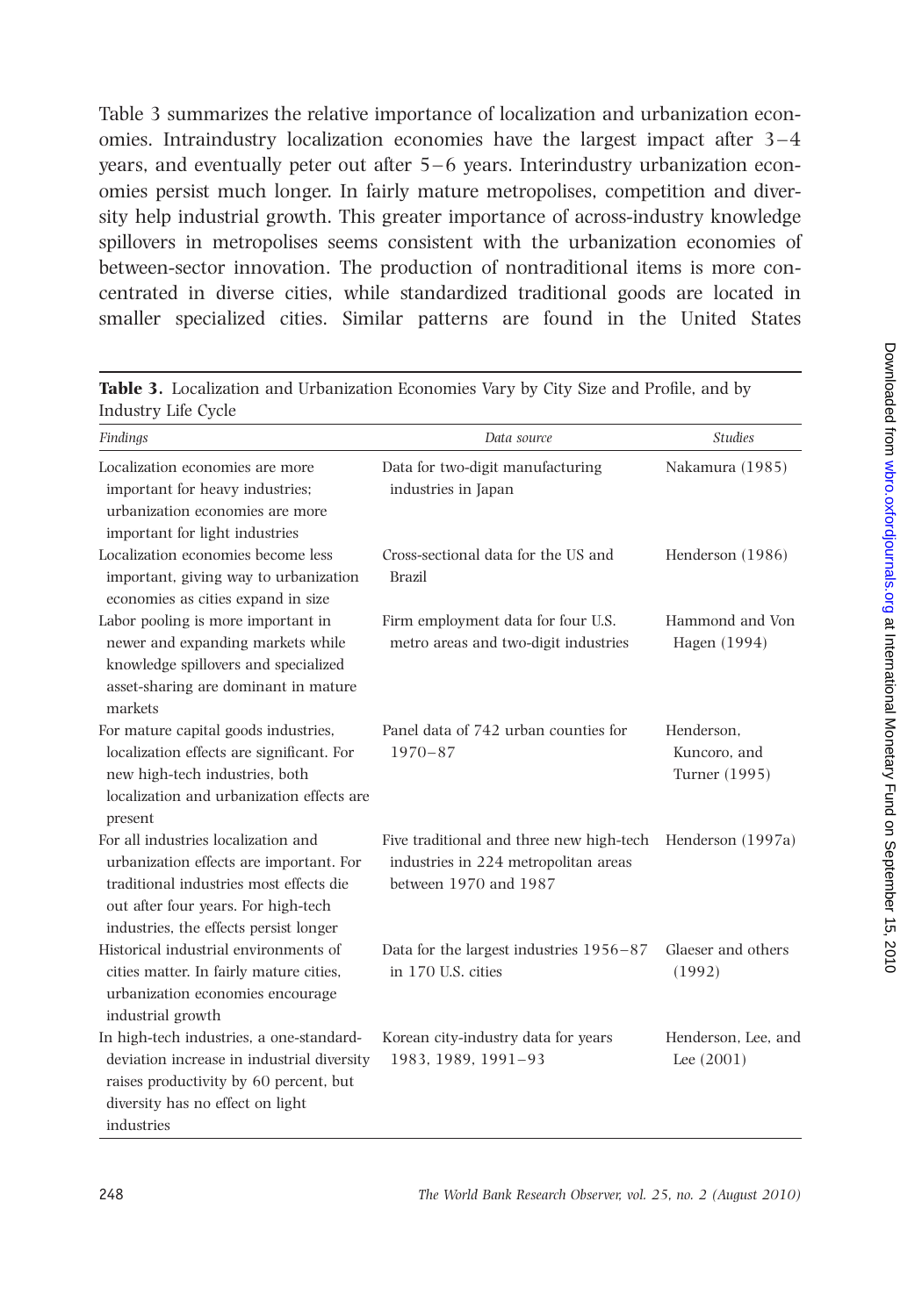Table 3 summarizes the relative importance of localization and urbanization economies. Intraindustry localization economies have the largest impact after 3–4 years, and eventually peter out after 5–6 years. Interindustry urbanization economies persist much longer. In fairly mature metropolises, competition and diversity help industrial growth. This greater importance of across-industry knowledge spillovers in metropolises seems consistent with the urbanization economies of between-sector innovation. The production of nontraditional items is more concentrated in diverse cities, while standardized traditional goods are located in smaller specialized cities. Similar patterns are found in the United States

**Table 3.** Localization and Urbanization Economies Vary by City Size and Profile, and by Industry Life Cycle

| *Findings* | *Data source* | *Studies* |
|---|---|---|
| Localization economies are more important for heavy industries; urbanization economies are more important for light industries | Data for two-digit manufacturing industries in Japan | Nakamura (1985) |
| Localization economies become less important, giving way to urbanization economies as cities expand in size | Cross-sectional data for the US and Brazil | Henderson (1986) |
| Labor pooling is more important in newer and expanding markets while knowledge spillovers and specialized asset-sharing are dominant in mature markets | Firm employment data for four U.S. metro areas and two-digit industries | Hammond and Von Hagen (1994) |
| For mature capital goods industries, localization effects are significant. For new high-tech industries, both localization and urbanization effects are present | Panel data of 742 urban counties for 1970–87 | Henderson, Kuncoro, and Turner (1995) |
| For all industries localization and urbanization effects are important. For traditional industries most effects die out after four years. For high-tech industries, the effects persist longer | Five traditional and three new high-tech industries in 224 metropolitan areas between 1970 and 1987 | Henderson (1997a) |
| Historical industrial environments of cities matter. In fairly mature cities, urbanization economies encourage industrial growth | Data for the largest industries 1956–87 in 170 U.S. cities | Glaeser and others (1992) |
| In high-tech industries, a one-standard-deviation increase in industrial diversity raises productivity by 60 percent, but diversity has no effect on light industries | Korean city-industry data for years 1983, 1989, 1991–93 | Henderson, Lee, and Lee (2001) |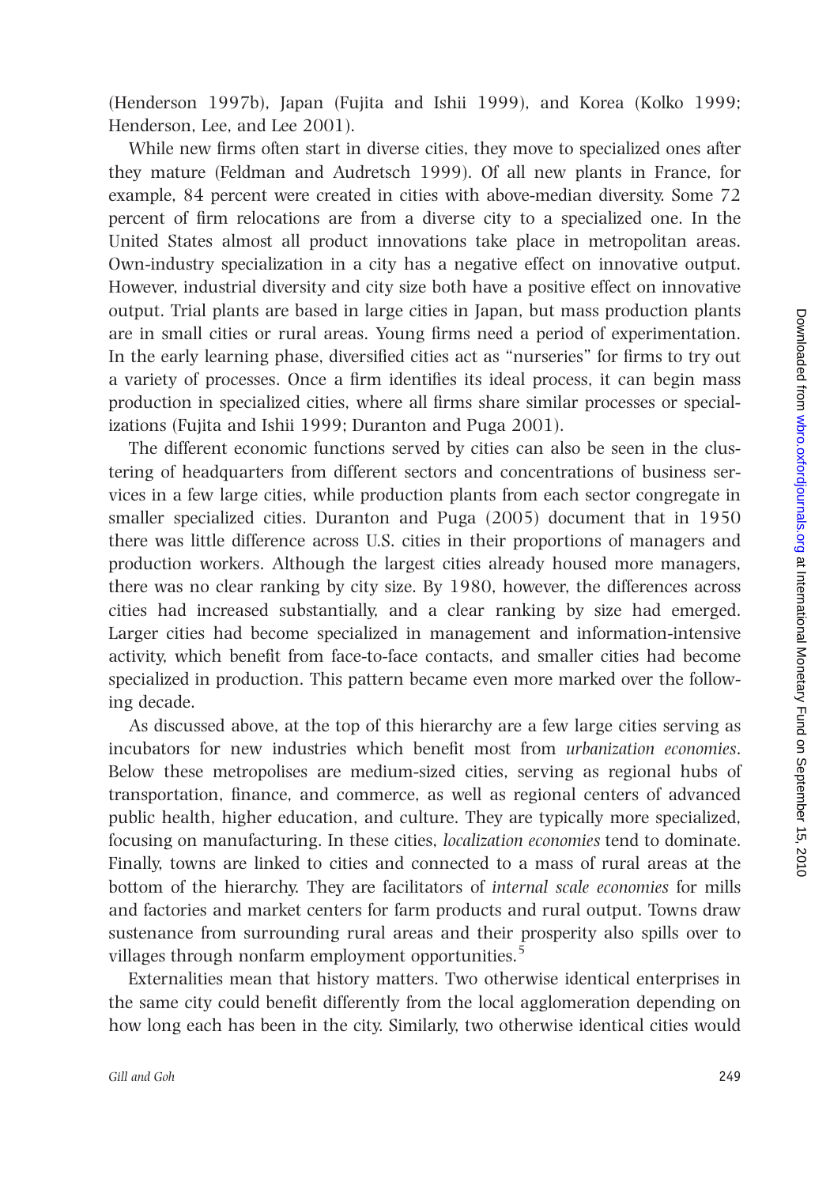(Henderson 1997b), Japan (Fujita and Ishii 1999), and Korea (Kolko 1999; Henderson, Lee, and Lee 2001).

While new firms often start in diverse cities, they move to specialized ones after they mature (Feldman and Audretsch 1999). Of all new plants in France, for example, 84 percent were created in cities with above-median diversity. Some 72 percent of firm relocations are from a diverse city to a specialized one. In the United States almost all product innovations take place in metropolitan areas. Own-industry specialization in a city has a negative effect on innovative output. However, industrial diversity and city size both have a positive effect on innovative output. Trial plants are based in large cities in Japan, but mass production plants are in small cities or rural areas. Young firms need a period of experimentation. In the early learning phase, diversified cities act as "nurseries" for firms to try out a variety of processes. Once a firm identifies its ideal process, it can begin mass production in specialized cities, where all firms share similar processes or specializations (Fujita and Ishii 1999; Duranton and Puga 2001).

The different economic functions served by cities can also be seen in the clustering of headquarters from different sectors and concentrations of business services in a few large cities, while production plants from each sector congregate in smaller specialized cities. Duranton and Puga (2005) document that in 1950 there was little difference across U.S. cities in their proportions of managers and production workers. Although the largest cities already housed more managers, there was no clear ranking by city size. By 1980, however, the differences across cities had increased substantially, and a clear ranking by size had emerged. Larger cities had become specialized in management and information-intensive activity, which benefit from face-to-face contacts, and smaller cities had become specialized in production. This pattern became even more marked over the following decade.

As discussed above, at the top of this hierarchy are a few large cities serving as incubators for new industries which benefit most from *urbanization economies*. Below these metropolises are medium-sized cities, serving as regional hubs of transportation, finance, and commerce, as well as regional centers of advanced public health, higher education, and culture. They are typically more specialized, focusing on manufacturing. In these cities, *localization economies* tend to dominate. Finally, towns are linked to cities and connected to a mass of rural areas at the bottom of the hierarchy. They are facilitators of *internal scale economies* for mills and factories and market centers for farm products and rural output. Towns draw sustenance from surrounding rural areas and their prosperity also spills over to villages through nonfarm employment opportunities.[5]

Externalities mean that history matters. Two otherwise identical enterprises in the same city could benefit differently from the local agglomeration depending on how long each has been in the city. Similarly, two otherwise identical cities would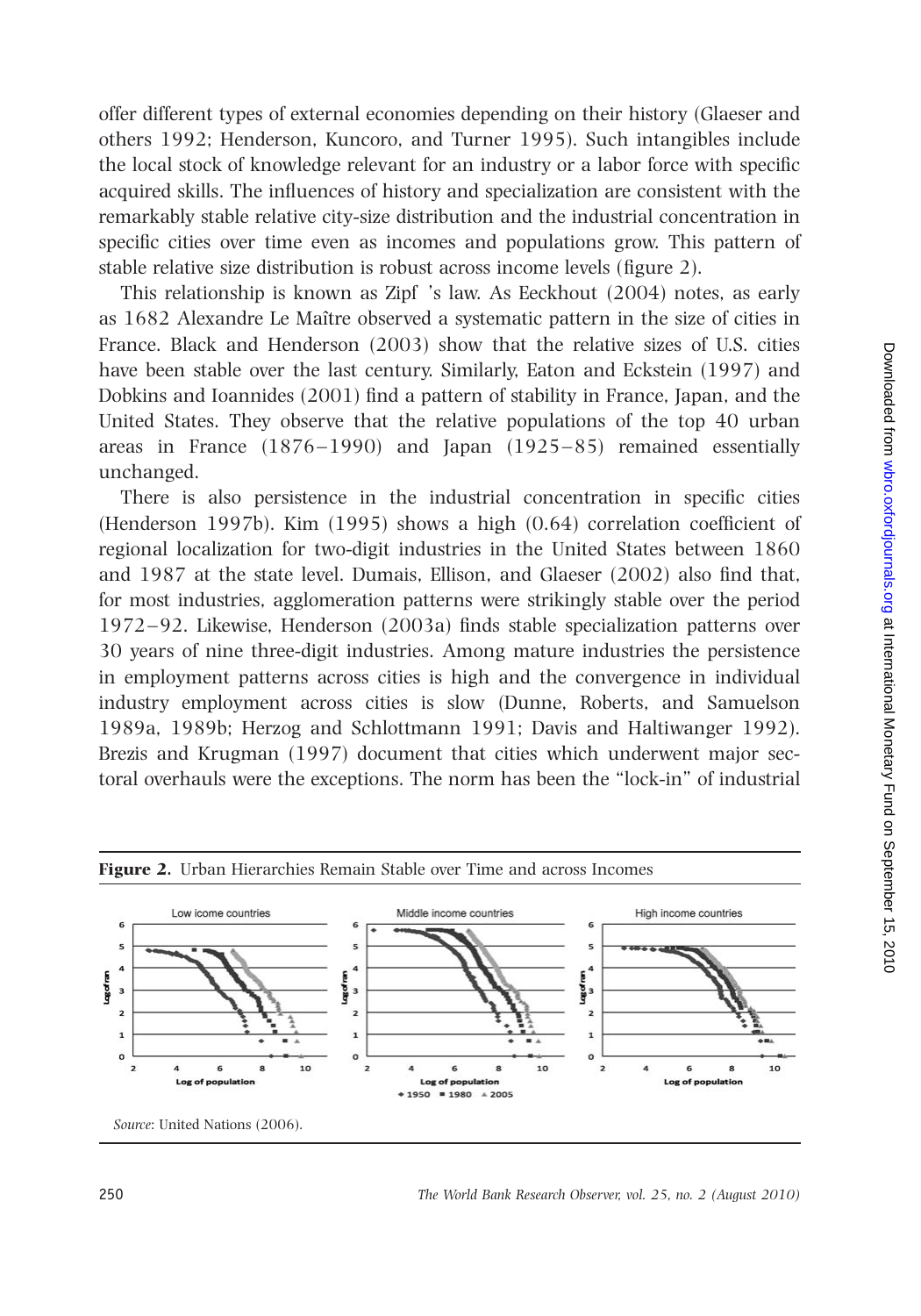offer different types of external economies depending on their history (Glaeser and others 1992; Henderson, Kuncoro, and Turner 1995). Such intangibles include the local stock of knowledge relevant for an industry or a labor force with specific acquired skills. The influences of history and specialization are consistent with the remarkably stable relative city-size distribution and the industrial concentration in specific cities over time even as incomes and populations grow. This pattern of stable relative size distribution is robust across income levels (figure 2).

This relationship is known as Zipf 's law. As Eeckhout (2004) notes, as early as 1682 Alexandre Le Maître observed a systematic pattern in the size of cities in France. Black and Henderson (2003) show that the relative sizes of U.S. cities have been stable over the last century. Similarly, Eaton and Eckstein (1997) and Dobkins and Ioannides (2001) find a pattern of stability in France, Japan, and the United States. They observe that the relative populations of the top 40 urban areas in France (1876–1990) and Japan (1925–85) remained essentially unchanged.

There is also persistence in the industrial concentration in specific cities (Henderson 1997b). Kim (1995) shows a high (0.64) correlation coefficient of regional localization for two-digit industries in the United States between 1860 and 1987 at the state level. Dumais, Ellison, and Glaeser (2002) also find that, for most industries, agglomeration patterns were strikingly stable over the period 1972–92. Likewise, Henderson (2003a) finds stable specialization patterns over 30 years of nine three-digit industries. Among mature industries the persistence in employment patterns across cities is high and the convergence in individual industry employment across cities is slow (Dunne, Roberts, and Samuelson 1989a, 1989b; Herzog and Schlottmann 1991; Davis and Haltiwanger 1992). Brezis and Krugman (1997) document that cities which underwent major sectoral overhauls were the exceptions. The norm has been the "lock-in" of industrial

**Figure 2.** Urban Hierarchies Remain Stable over Time and across Incomes

*Source*: United Nations (2006).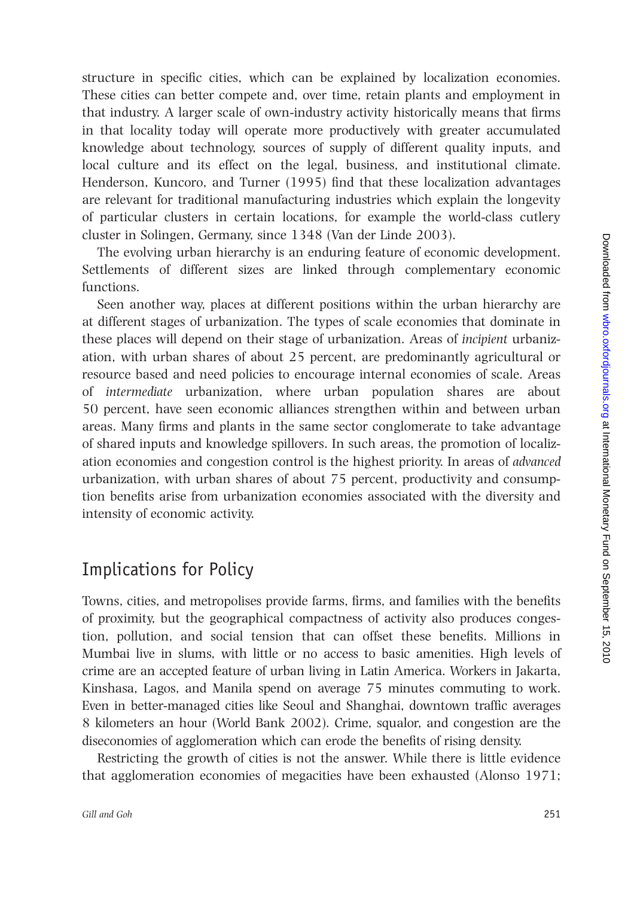structure in specific cities, which can be explained by localization economies. These cities can better compete and, over time, retain plants and employment in that industry. A larger scale of own-industry activity historically means that firms in that locality today will operate more productively with greater accumulated knowledge about technology, sources of supply of different quality inputs, and local culture and its effect on the legal, business, and institutional climate. Henderson, Kuncoro, and Turner (1995) find that these localization advantages are relevant for traditional manufacturing industries which explain the longevity of particular clusters in certain locations, for example the world-class cutlery cluster in Solingen, Germany, since 1348 (Van der Linde 2003).

The evolving urban hierarchy is an enduring feature of economic development. Settlements of different sizes are linked through complementary economic functions.

Seen another way, places at different positions within the urban hierarchy are at different stages of urbanization. The types of scale economies that dominate in these places will depend on their stage of urbanization. Areas of *incipient* urbanization, with urban shares of about 25 percent, are predominantly agricultural or resource based and need policies to encourage internal economies of scale. Areas of *intermediate* urbanization, where urban population shares are about 50 percent, have seen economic alliances strengthen within and between urban areas. Many firms and plants in the same sector conglomerate to take advantage of shared inputs and knowledge spillovers. In such areas, the promotion of localization economies and congestion control is the highest priority. In areas of *advanced* urbanization, with urban shares of about 75 percent, productivity and consumption benefits arise from urbanization economies associated with the diversity and intensity of economic activity.

## Implications for Policy

Towns, cities, and metropolises provide farms, firms, and families with the benefits of proximity, but the geographical compactness of activity also produces congestion, pollution, and social tension that can offset these benefits. Millions in Mumbai live in slums, with little or no access to basic amenities. High levels of crime are an accepted feature of urban living in Latin America. Workers in Jakarta, Kinshasa, Lagos, and Manila spend on average 75 minutes commuting to work. Even in better-managed cities like Seoul and Shanghai, downtown traffic averages 8 kilometers an hour (World Bank 2002). Crime, squalor, and congestion are the diseconomies of agglomeration which can erode the benefits of rising density.

Restricting the growth of cities is not the answer. While there is little evidence that agglomeration economies of megacities have been exhausted (Alonso 1971;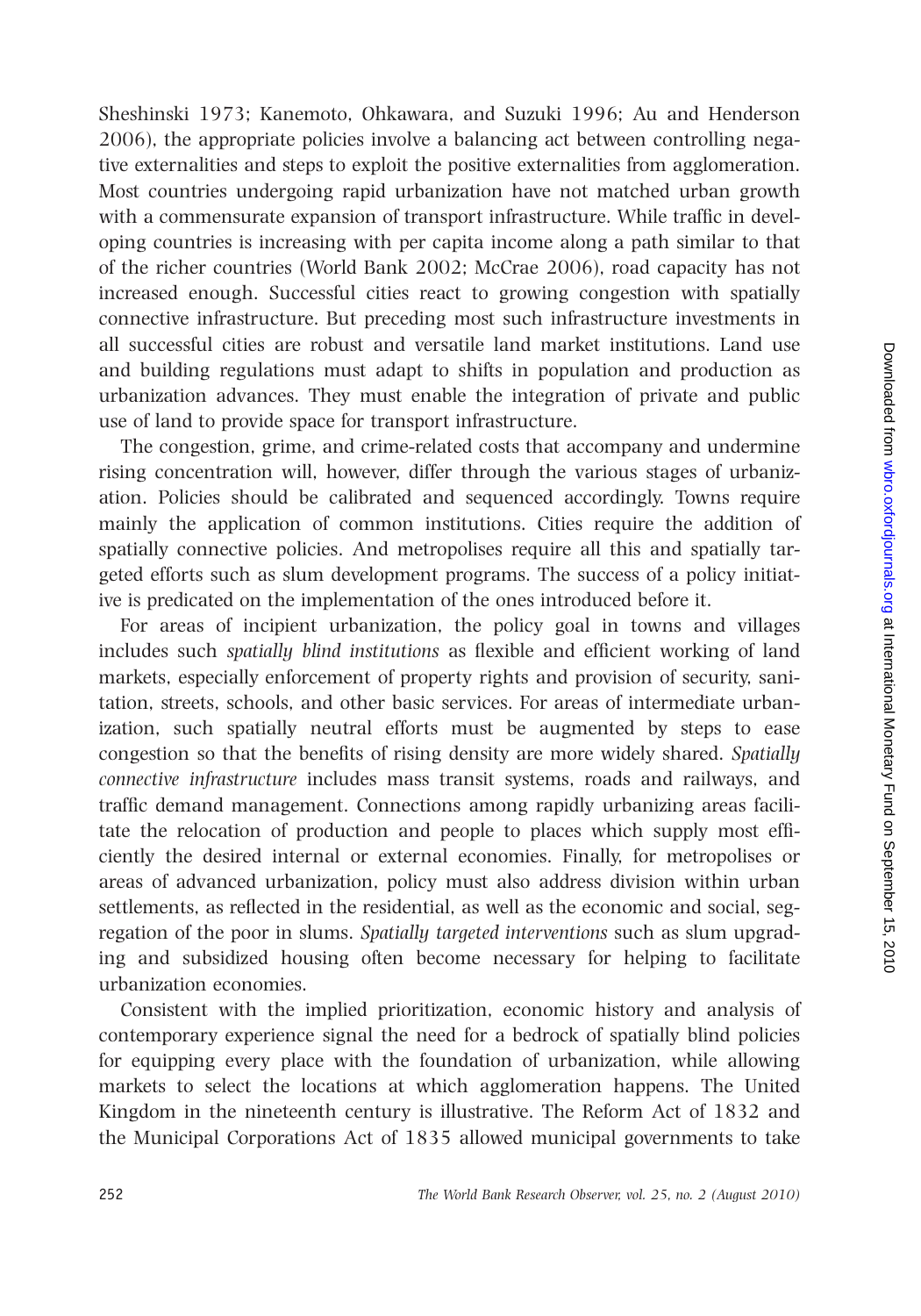Sheshinski 1973; Kanemoto, Ohkawara, and Suzuki 1996; Au and Henderson 2006), the appropriate policies involve a balancing act between controlling negative externalities and steps to exploit the positive externalities from agglomeration. Most countries undergoing rapid urbanization have not matched urban growth with a commensurate expansion of transport infrastructure. While traffic in developing countries is increasing with per capita income along a path similar to that of the richer countries (World Bank 2002; McCrae 2006), road capacity has not increased enough. Successful cities react to growing congestion with spatially connective infrastructure. But preceding most such infrastructure investments in all successful cities are robust and versatile land market institutions. Land use and building regulations must adapt to shifts in population and production as urbanization advances. They must enable the integration of private and public use of land to provide space for transport infrastructure.

The congestion, grime, and crime-related costs that accompany and undermine rising concentration will, however, differ through the various stages of urbanization. Policies should be calibrated and sequenced accordingly. Towns require mainly the application of common institutions. Cities require the addition of spatially connective policies. And metropolises require all this and spatially targeted efforts such as slum development programs. The success of a policy initiative is predicated on the implementation of the ones introduced before it.

For areas of incipient urbanization, the policy goal in towns and villages includes such *spatially blind institutions* as flexible and efficient working of land markets, especially enforcement of property rights and provision of security, sanitation, streets, schools, and other basic services. For areas of intermediate urbanization, such spatially neutral efforts must be augmented by steps to ease congestion so that the benefits of rising density are more widely shared. *Spatially connective infrastructure* includes mass transit systems, roads and railways, and traffic demand management. Connections among rapidly urbanizing areas facilitate the relocation of production and people to places which supply most efficiently the desired internal or external economies. Finally, for metropolises or areas of advanced urbanization, policy must also address division within urban settlements, as reflected in the residential, as well as the economic and social, segregation of the poor in slums. *Spatially targeted interventions* such as slum upgrading and subsidized housing often become necessary for helping to facilitate urbanization economies.

Consistent with the implied prioritization, economic history and analysis of contemporary experience signal the need for a bedrock of spatially blind policies for equipping every place with the foundation of urbanization, while allowing markets to select the locations at which agglomeration happens. The United Kingdom in the nineteenth century is illustrative. The Reform Act of 1832 and the Municipal Corporations Act of 1835 allowed municipal governments to take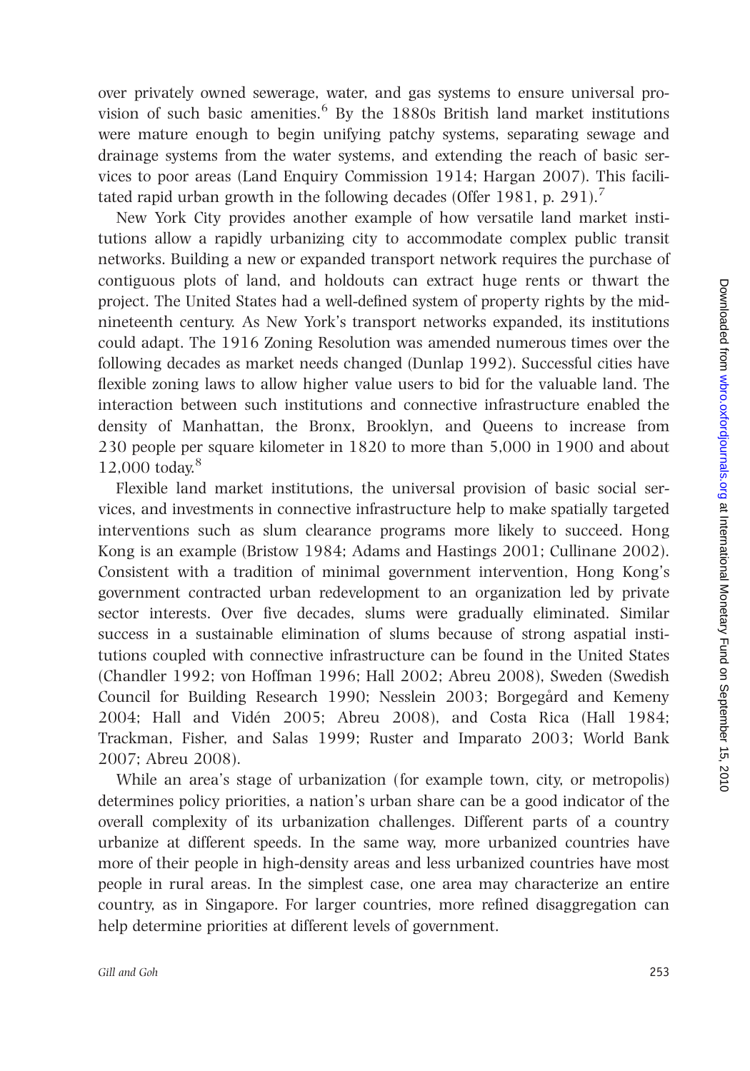over privately owned sewerage, water, and gas systems to ensure universal provision of such basic amenities.[6] By the 1880s British land market institutions were mature enough to begin unifying patchy systems, separating sewage and drainage systems from the water systems, and extending the reach of basic services to poor areas (Land Enquiry Commission 1914; Hargan 2007). This facilitated rapid urban growth in the following decades (Offer 1981, p. 291).[7]

New York City provides another example of how versatile land market institutions allow a rapidly urbanizing city to accommodate complex public transit networks. Building a new or expanded transport network requires the purchase of contiguous plots of land, and holdouts can extract huge rents or thwart the project. The United States had a well-defined system of property rights by the mid-nineteenth century. As New York's transport networks expanded, its institutions could adapt. The 1916 Zoning Resolution was amended numerous times over the following decades as market needs changed (Dunlap 1992). Successful cities have flexible zoning laws to allow higher value users to bid for the valuable land. The interaction between such institutions and connective infrastructure enabled the density of Manhattan, the Bronx, Brooklyn, and Queens to increase from 230 people per square kilometer in 1820 to more than 5,000 in 1900 and about 12,000 today.[8]

Flexible land market institutions, the universal provision of basic social services, and investments in connective infrastructure help to make spatially targeted interventions such as slum clearance programs more likely to succeed. Hong Kong is an example (Bristow 1984; Adams and Hastings 2001; Cullinane 2002). Consistent with a tradition of minimal government intervention, Hong Kong's government contracted urban redevelopment to an organization led by private sector interests. Over five decades, slums were gradually eliminated. Similar success in a sustainable elimination of slums because of strong aspatial institutions coupled with connective infrastructure can be found in the United States (Chandler 1992; von Hoffman 1996; Hall 2002; Abreu 2008), Sweden (Swedish Council for Building Research 1990; Nesslein 2003; Borgegård and Kemeny 2004; Hall and Vidén 2005; Abreu 2008), and Costa Rica (Hall 1984; Trackman, Fisher, and Salas 1999; Ruster and Imparato 2003; World Bank 2007; Abreu 2008).

While an area's stage of urbanization (for example town, city, or metropolis) determines policy priorities, a nation's urban share can be a good indicator of the overall complexity of its urbanization challenges. Different parts of a country urbanize at different speeds. In the same way, more urbanized countries have more of their people in high-density areas and less urbanized countries have most people in rural areas. In the simplest case, one area may characterize an entire country, as in Singapore. For larger countries, more refined disaggregation can help determine priorities at different levels of government.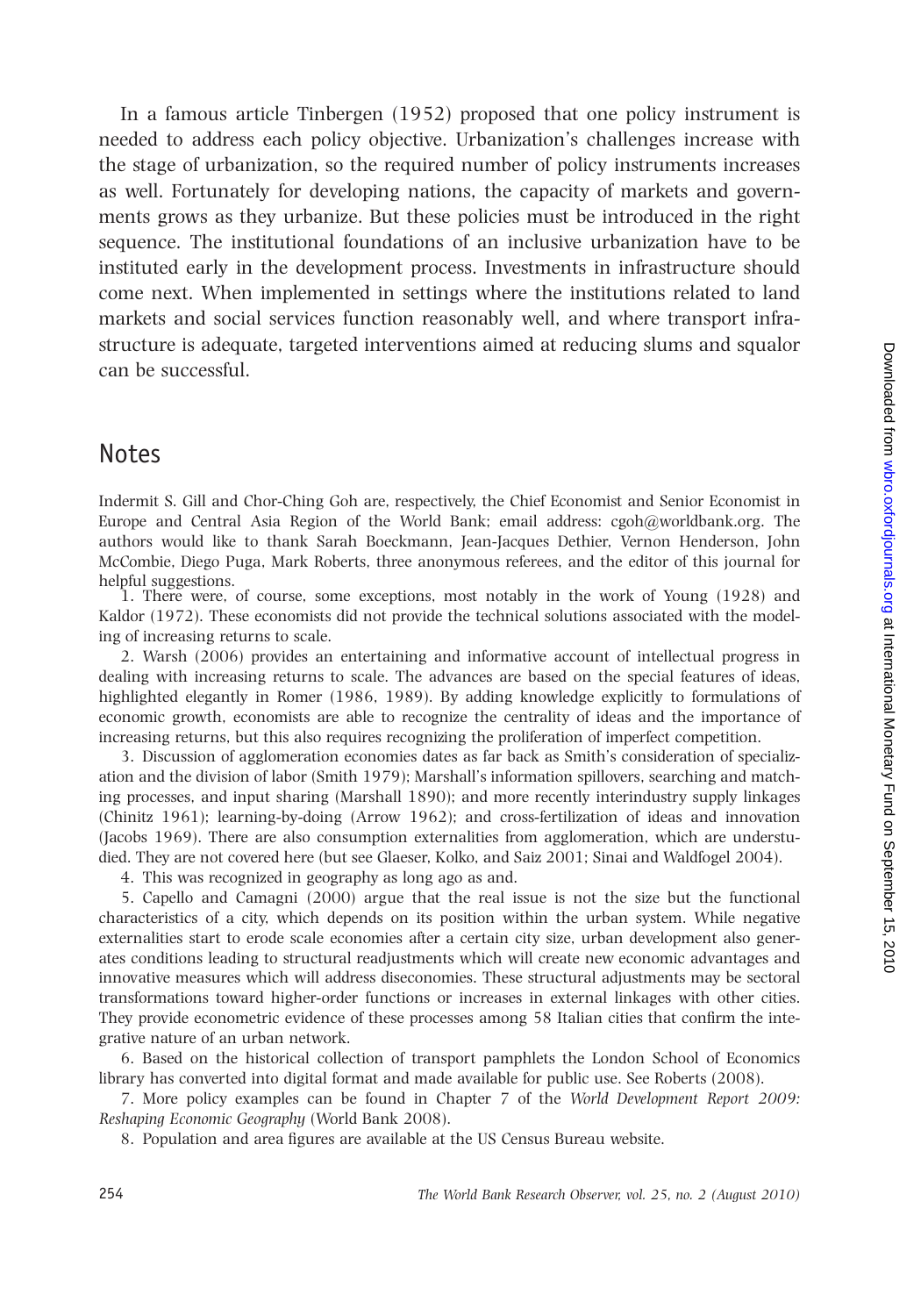In a famous article Tinbergen (1952) proposed that one policy instrument is needed to address each policy objective. Urbanization's challenges increase with the stage of urbanization, so the required number of policy instruments increases as well. Fortunately for developing nations, the capacity of markets and governments grows as they urbanize. But these policies must be introduced in the right sequence. The institutional foundations of an inclusive urbanization have to be instituted early in the development process. Investments in infrastructure should come next. When implemented in settings where the institutions related to land markets and social services function reasonably well, and where transport infrastructure is adequate, targeted interventions aimed at reducing slums and squalor can be successful.

## Notes

Indermit S. Gill and Chor-Ching Goh are, respectively, the Chief Economist and Senior Economist in Europe and Central Asia Region of the World Bank; email address: cgoh@worldbank.org. The authors would like to thank Sarah Boeckmann, Jean-Jacques Dethier, Vernon Henderson, John McCombie, Diego Puga, Mark Roberts, three anonymous referees, and the editor of this journal for helpful suggestions.

1. There were, of course, some exceptions, most notably in the work of Young (1928) and Kaldor (1972). These economists did not provide the technical solutions associated with the modeling of increasing returns to scale.

2. Warsh (2006) provides an entertaining and informative account of intellectual progress in dealing with increasing returns to scale. The advances are based on the special features of ideas, highlighted elegantly in Romer (1986, 1989). By adding knowledge explicitly to formulations of economic growth, economists are able to recognize the centrality of ideas and the importance of increasing returns, but this also requires recognizing the proliferation of imperfect competition.

3. Discussion of agglomeration economies dates as far back as Smith's consideration of specialization and the division of labor (Smith 1979); Marshall's information spillovers, searching and matching processes, and input sharing (Marshall 1890); and more recently interindustry supply linkages (Chinitz 1961); learning-by-doing (Arrow 1962); and cross-fertilization of ideas and innovation (Jacobs 1969). There are also consumption externalities from agglomeration, which are understudied. They are not covered here (but see Glaeser, Kolko, and Saiz 2001; Sinai and Waldfogel 2004).

4. This was recognized in geography as long ago as and.

5. Capello and Camagni (2000) argue that the real issue is not the size but the functional characteristics of a city, which depends on its position within the urban system. While negative externalities start to erode scale economies after a certain city size, urban development also generates conditions leading to structural readjustments which will create new economic advantages and innovative measures which will address diseconomies. These structural adjustments may be sectoral transformations toward higher-order functions or increases in external linkages with other cities. They provide econometric evidence of these processes among 58 Italian cities that confirm the integrative nature of an urban network.

6. Based on the historical collection of transport pamphlets the London School of Economics library has converted into digital format and made available for public use. See Roberts (2008).

7. More policy examples can be found in Chapter 7 of the *World Development Report 2009: Reshaping Economic Geography* (World Bank 2008).

8. Population and area figures are available at the US Census Bureau website.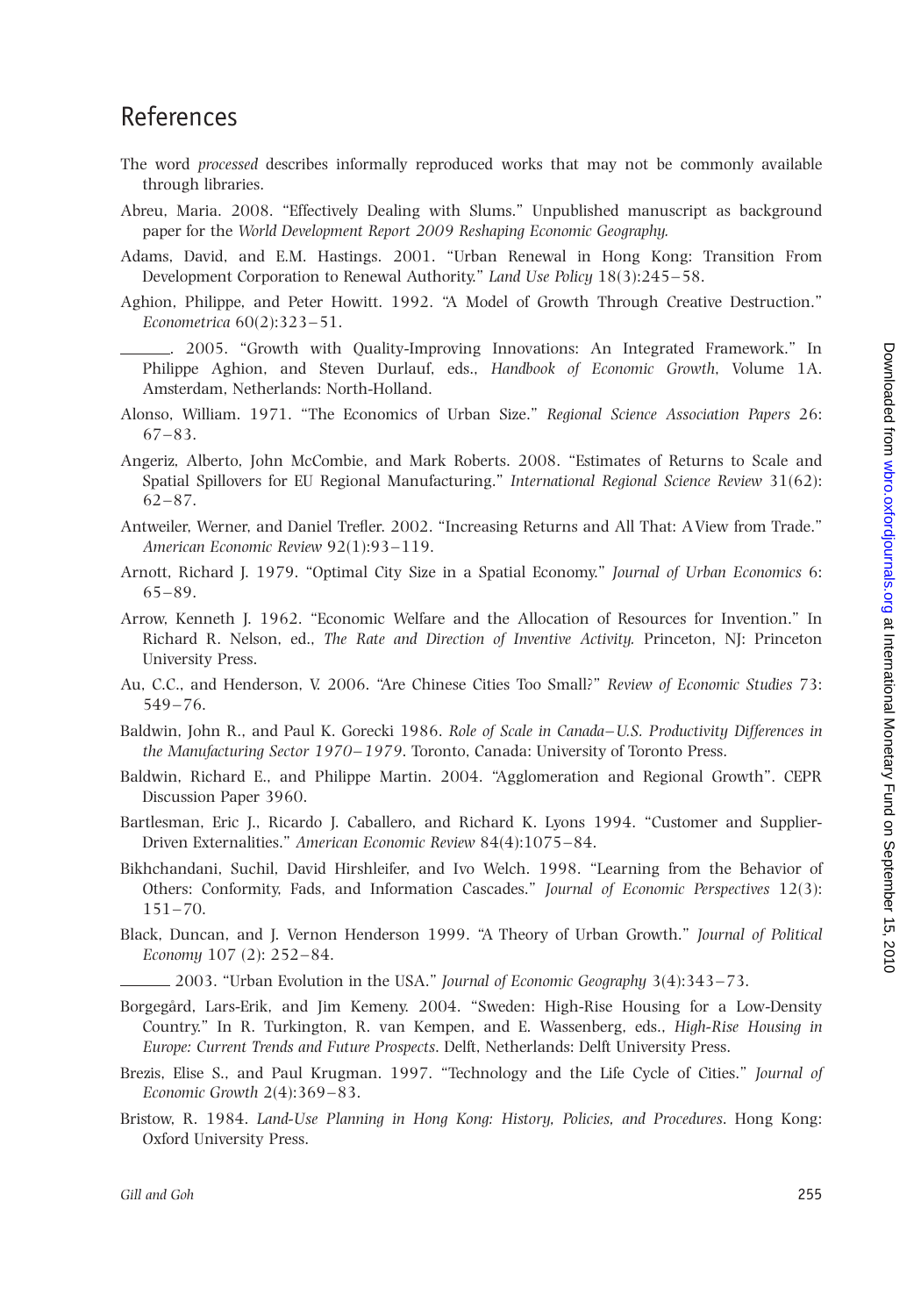## References

The word *processed* describes informally reproduced works that may not be commonly available through libraries.

Abreu, Maria. 2008. "Effectively Dealing with Slums." Unpublished manuscript as background paper for the *World Development Report 2009 Reshaping Economic Geography.*

Adams, David, and E.M. Hastings. 2001. "Urban Renewal in Hong Kong: Transition From Development Corporation to Renewal Authority." *Land Use Policy* 18(3):245–58.

Aghion, Philippe, and Peter Howitt. 1992. "A Model of Growth Through Creative Destruction." *Econometrica* 60(2):323–51.

______. 2005. "Growth with Quality-Improving Innovations: An Integrated Framework." In Philippe Aghion, and Steven Durlauf, eds., *Handbook of Economic Growth*, Volume 1A. Amsterdam, Netherlands: North-Holland.

Alonso, William. 1971. "The Economics of Urban Size." *Regional Science Association Papers* 26: 67–83.

Angeriz, Alberto, John McCombie, and Mark Roberts. 2008. "Estimates of Returns to Scale and Spatial Spillovers for EU Regional Manufacturing." *International Regional Science Review* 31(62): 62–87.

Antweiler, Werner, and Daniel Trefler. 2002. "Increasing Returns and All That: A View from Trade." *American Economic Review* 92(1):93–119.

Arnott, Richard J. 1979. "Optimal City Size in a Spatial Economy." *Journal of Urban Economics* 6: 65–89.

Arrow, Kenneth J. 1962. "Economic Welfare and the Allocation of Resources for Invention." In Richard R. Nelson, ed., *The Rate and Direction of Inventive Activity.* Princeton, NJ: Princeton University Press.

Au, C.C., and Henderson, V. 2006. "Are Chinese Cities Too Small?" *Review of Economic Studies* 73: 549–76.

Baldwin, John R., and Paul K. Gorecki 1986. *Role of Scale in Canada–U.S. Productivity Differences in the Manufacturing Sector 1970–1979*. Toronto, Canada: University of Toronto Press.

Baldwin, Richard E., and Philippe Martin. 2004. "Agglomeration and Regional Growth". CEPR Discussion Paper 3960.

Bartlesman, Eric J., Ricardo J. Caballero, and Richard K. Lyons 1994. "Customer and Supplier-Driven Externalities." *American Economic Review* 84(4):1075–84.

Bikhchandani, Suchil, David Hirshleifer, and Ivo Welch. 1998. "Learning from the Behavior of Others: Conformity, Fads, and Information Cascades." *Journal of Economic Perspectives* 12(3): 151–70.

Black, Duncan, and J. Vernon Henderson 1999. "A Theory of Urban Growth." *Journal of Political Economy* 107 (2): 252–84.

______ 2003. "Urban Evolution in the USA." *Journal of Economic Geography* 3(4):343–73.

Borgegård, Lars-Erik, and Jim Kemeny. 2004. "Sweden: High-Rise Housing for a Low-Density Country." In R. Turkington, R. van Kempen, and E. Wassenberg, eds., *High-Rise Housing in Europe: Current Trends and Future Prospects*. Delft, Netherlands: Delft University Press.

Brezis, Elise S., and Paul Krugman. 1997. "Technology and the Life Cycle of Cities." *Journal of Economic Growth* 2(4):369–83.

Bristow, R. 1984. *Land-Use Planning in Hong Kong: History, Policies, and Procedures*. Hong Kong: Oxford University Press.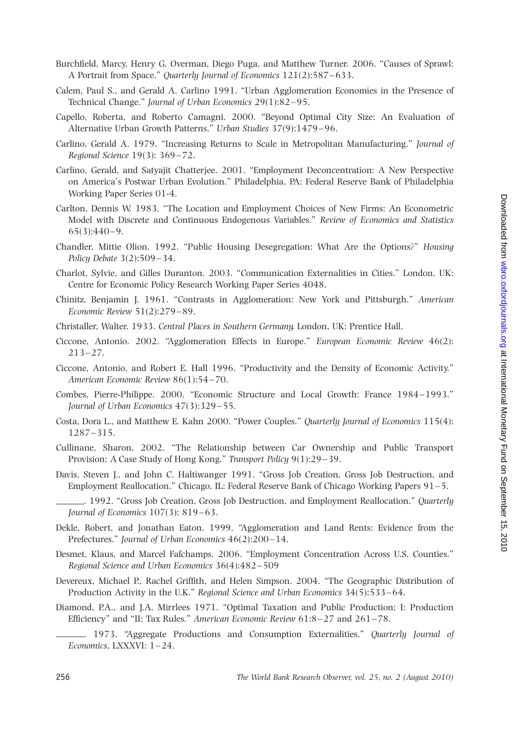Burchfield, Marcy, Henry G. Overman, Diego Puga, and Matthew Turner. 2006. "Causes of Sprawl: A Portrait from Space." *Quarterly Journal of Economics* 121(2):587–633.

Calem, Paul S., and Gerald A. Carlino 1991. "Urban Agglomeration Economies in the Presence of Technical Change." *Journal of Urban Economics* 29(1):82–95.

Capello, Roberta, and Roberto Camagni. 2000. "Beyond Optimal City Size: An Evaluation of Alternative Urban Growth Patterns." *Urban Studies* 37(9):1479–96.

Carlino, Gerald A. 1979. "Increasing Returns to Scale in Metropolitan Manufacturing." *Journal of Regional Science* 19(3): 369–72.

Carlino, Gerald, and Satyajit Chatterjee. 2001. "Employment Deconcentration: A New Perspective on America's Postwar Urban Evolution." Philadelphia, PA: Federal Reserve Bank of Philadelphia Working Paper Series 01-4.

Carlton, Dennis W. 1983. "The Location and Employment Choices of New Firms: An Econometric Model with Discrete and Continuous Endogenous Variables." *Review of Economics and Statistics* 65(3):440–9.

Chandler, Mittie Olion. 1992. "Public Housing Desegregation: What Are the Options?" *Housing Policy Debate* 3(2):509–34.

Charlot, Sylvie, and Gilles Duranton. 2003. "Communication Externalities in Cities." London, UK: Centre for Economic Policy Research Working Paper Series 4048.

Chinitz, Benjamin J. 1961. "Contrasts in Agglomeration: New York and Pittsburgh." *American Economic Review* 51(2):279–89.

Christaller, Walter. 1933. *Central Places in Southern Germany.* London, UK: Prentice Hall.

Ciccone, Antonio. 2002. "Agglomeration Effects in Europe." *European Economic Review* 46(2): 213–27.

Ciccone, Antonio, and Robert E. Hall 1996. "Productivity and the Density of Economic Activity." *American Economic Review* 86(1):54–70.

Combes, Pierre-Philippe. 2000. "Economic Structure and Local Growth: France 1984–1993." *Journal of Urban Economics* 47(3):329–55.

Costa, Dora L., and Matthew E. Kahn 2000. "Power Couples." *Quarterly Journal of Economics* 115(4): 1287–315.

Cullinane, Sharon. 2002. "The Relationship between Car Ownership and Public Transport Provision: A Case Study of Hong Kong." *Transport Policy* 9(1):29–39.

Davis, Steven J., and John C. Haltiwanger 1991. "Gross Job Creation, Gross Job Destruction, and Employment Reallocation." Chicago, IL: Federal Reserve Bank of Chicago Working Papers 91–5.

\_\_\_\_\_\_. 1992. "Gross Job Creation, Gross Job Destruction, and Employment Reallocation." *Quarterly Journal of Economics* 107(3): 819–63.

Dekle, Robert, and Jonathan Eaton. 1999. "Agglomeration and Land Rents: Evidence from the Prefectures." *Journal of Urban Economics* 46(2):200–14.

Desmet, Klaus, and Marcel Fafchamps. 2006. "Employment Concentration Across U.S. Counties." *Regional Science and Urban Economics* 36(4):482–509

Devereux, Michael P., Rachel Griffith, and Helen Simpson. 2004. "The Geographic Distribution of Production Activity in the U.K." *Regional Science and Urban Economics* 34(5):533–64.

Diamond, P.A., and J.A. Mirrlees 1971. "Optimal Taxation and Public Production; I: Production Efficiency" and "II: Tax Rules." *American Economic Review* 61:8–27 and 261–78.

\_\_\_\_\_\_. 1973. "Aggregate Productions and Consumption Externalities," *Quarterly Journal of Economics*, LXXXVI: 1–24.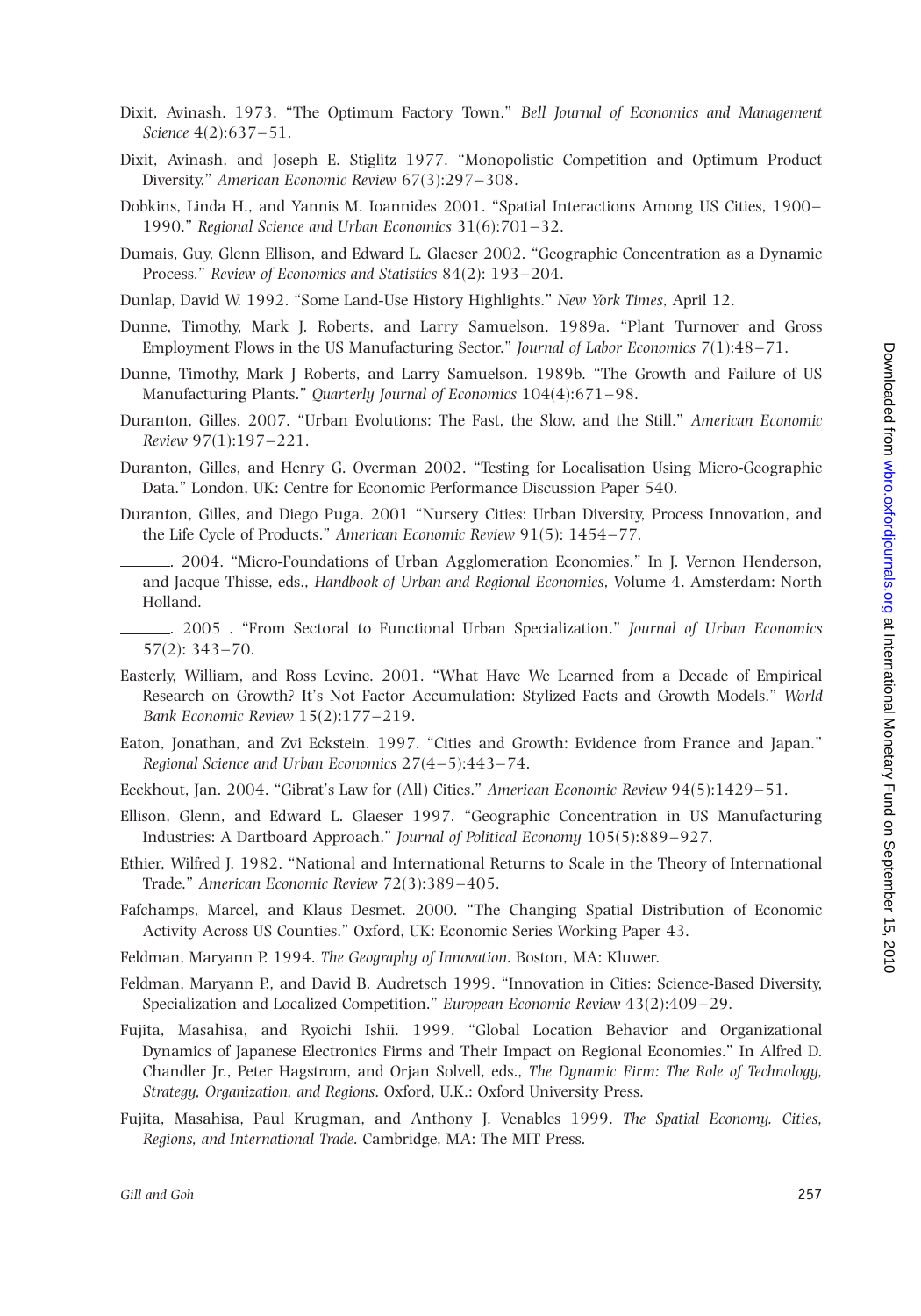Dixit, Avinash. 1973. "The Optimum Factory Town." *Bell Journal of Economics and Management Science* 4(2):637–51.

Dixit, Avinash, and Joseph E. Stiglitz 1977. "Monopolistic Competition and Optimum Product Diversity." *American Economic Review* 67(3):297–308.

Dobkins, Linda H., and Yannis M. Ioannides 2001. "Spatial Interactions Among US Cities, 1900–1990." *Regional Science and Urban Economics* 31(6):701–32.

Dumais, Guy, Glenn Ellison, and Edward L. Glaeser 2002. "Geographic Concentration as a Dynamic Process." *Review of Economics and Statistics* 84(2): 193–204.

Dunlap, David W. 1992. "Some Land-Use History Highlights." *New York Times*, April 12.

Dunne, Timothy, Mark J. Roberts, and Larry Samuelson. 1989a. "Plant Turnover and Gross Employment Flows in the US Manufacturing Sector." *Journal of Labor Economics* 7(1):48–71.

Dunne, Timothy, Mark J Roberts, and Larry Samuelson. 1989b. "The Growth and Failure of US Manufacturing Plants." *Quarterly Journal of Economics* 104(4):671–98.

Duranton, Gilles. 2007. "Urban Evolutions: The Fast, the Slow, and the Still." *American Economic Review* 97(1):197–221.

Duranton, Gilles, and Henry G. Overman 2002. "Testing for Localisation Using Micro-Geographic Data." London, UK: Centre for Economic Performance Discussion Paper 540.

Duranton, Gilles, and Diego Puga. 2001 "Nursery Cities: Urban Diversity, Process Innovation, and the Life Cycle of Products." *American Economic Review* 91(5): 1454–77.

———. 2004. "Micro-Foundations of Urban Agglomeration Economies." In J. Vernon Henderson, and Jacque Thisse, eds., *Handbook of Urban and Regional Economies*, Volume 4. Amsterdam: North Holland.

———. 2005 . "From Sectoral to Functional Urban Specialization." *Journal of Urban Economics* 57(2): 343–70.

Easterly, William, and Ross Levine. 2001. "What Have We Learned from a Decade of Empirical Research on Growth? It's Not Factor Accumulation: Stylized Facts and Growth Models." *World Bank Economic Review* 15(2):177–219.

Eaton, Jonathan, and Zvi Eckstein. 1997. "Cities and Growth: Evidence from France and Japan." *Regional Science and Urban Economics* 27(4–5):443–74.

Eeckhout, Jan. 2004. "Gibrat's Law for (All) Cities." *American Economic Review* 94(5):1429–51.

Ellison, Glenn, and Edward L. Glaeser 1997. "Geographic Concentration in US Manufacturing Industries: A Dartboard Approach." *Journal of Political Economy* 105(5):889–927.

Ethier, Wilfred J. 1982. "National and International Returns to Scale in the Theory of International Trade." *American Economic Review* 72(3):389–405.

Fafchamps, Marcel, and Klaus Desmet. 2000. "The Changing Spatial Distribution of Economic Activity Across US Counties." Oxford, UK: Economic Series Working Paper 43.

Feldman, Maryann P. 1994. *The Geography of Innovation*. Boston, MA: Kluwer.

Feldman, Maryann P., and David B. Audretsch 1999. "Innovation in Cities: Science-Based Diversity, Specialization and Localized Competition." *European Economic Review* 43(2):409–29.

Fujita, Masahisa, and Ryoichi Ishii. 1999. "Global Location Behavior and Organizational Dynamics of Japanese Electronics Firms and Their Impact on Regional Economies." In Alfred D. Chandler Jr., Peter Hagstrom, and Orjan Solvell, eds., *The Dynamic Firm: The Role of Technology, Strategy, Organization, and Regions*. Oxford, U.K.: Oxford University Press.

Fujita, Masahisa, Paul Krugman, and Anthony J. Venables 1999. *The Spatial Economy. Cities, Regions, and International Trade*. Cambridge, MA: The MIT Press.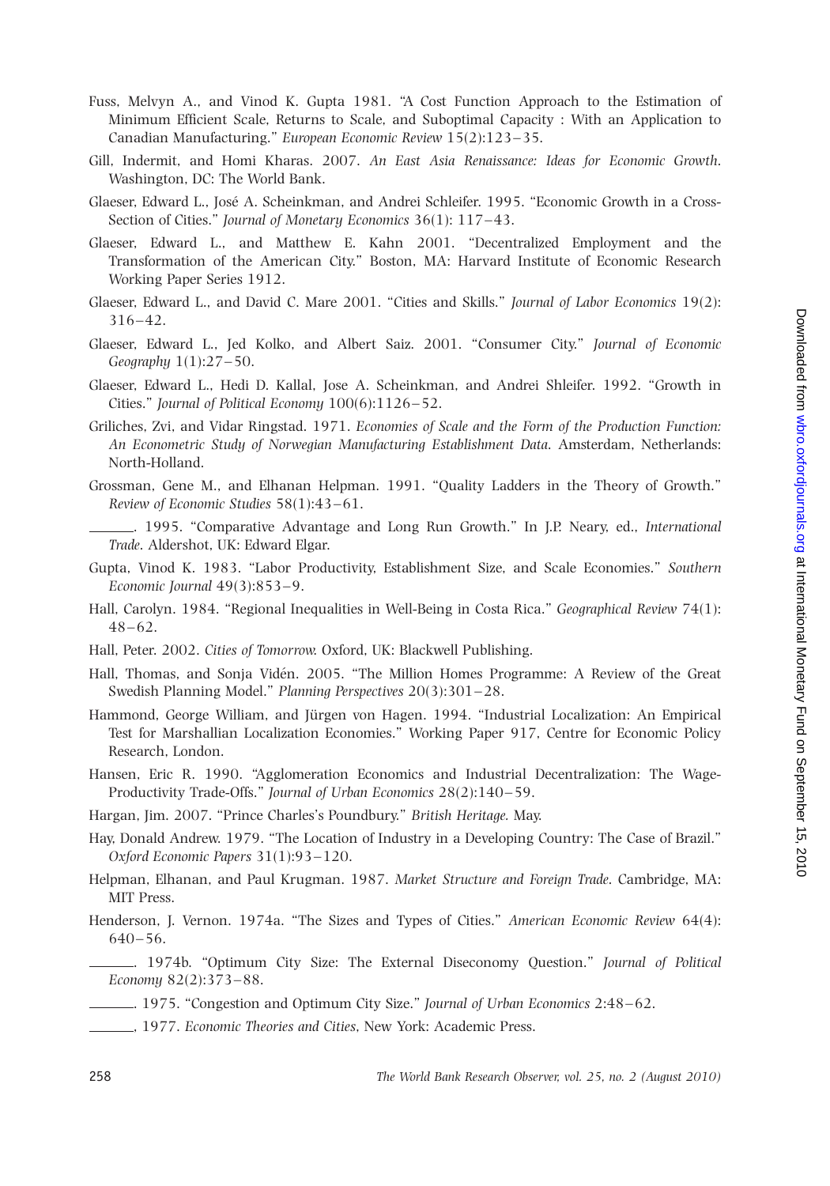Fuss, Melvyn A., and Vinod K. Gupta 1981. "A Cost Function Approach to the Estimation of Minimum Efficient Scale, Returns to Scale, and Suboptimal Capacity : With an Application to Canadian Manufacturing." *European Economic Review* 15(2):123–35.

Gill, Indermit, and Homi Kharas. 2007. *An East Asia Renaissance: Ideas for Economic Growth*. Washington, DC: The World Bank.

Glaeser, Edward L., José A. Scheinkman, and Andrei Schleifer. 1995. "Economic Growth in a Cross-Section of Cities." *Journal of Monetary Economics* 36(1): 117–43.

Glaeser, Edward L., and Matthew E. Kahn 2001. "Decentralized Employment and the Transformation of the American City." Boston, MA: Harvard Institute of Economic Research Working Paper Series 1912.

Glaeser, Edward L., and David C. Mare 2001. "Cities and Skills." *Journal of Labor Economics* 19(2): 316–42.

Glaeser, Edward L., Jed Kolko, and Albert Saiz. 2001. "Consumer City." *Journal of Economic Geography* 1(1):27–50.

Glaeser, Edward L., Hedi D. Kallal, Jose A. Scheinkman, and Andrei Shleifer. 1992. "Growth in Cities." *Journal of Political Economy* 100(6):1126–52.

Griliches, Zvi, and Vidar Ringstad. 1971. *Economies of Scale and the Form of the Production Function: An Econometric Study of Norwegian Manufacturing Establishment Data*. Amsterdam, Netherlands: North-Holland.

Grossman, Gene M., and Elhanan Helpman. 1991. "Quality Ladders in the Theory of Growth." *Review of Economic Studies* 58(1):43–61.

———. 1995. "Comparative Advantage and Long Run Growth." In J.P. Neary, ed., *International Trade*. Aldershot, UK: Edward Elgar.

Gupta, Vinod K. 1983. "Labor Productivity, Establishment Size, and Scale Economies." *Southern Economic Journal* 49(3):853–9.

Hall, Carolyn. 1984. "Regional Inequalities in Well-Being in Costa Rica." *Geographical Review* 74(1): 48–62.

Hall, Peter. 2002. *Cities of Tomorrow.* Oxford, UK: Blackwell Publishing.

Hall, Thomas, and Sonja Vidén. 2005. "The Million Homes Programme: A Review of the Great Swedish Planning Model." *Planning Perspectives* 20(3):301–28.

Hammond, George William, and Jürgen von Hagen. 1994. "Industrial Localization: An Empirical Test for Marshallian Localization Economies." Working Paper 917, Centre for Economic Policy Research, London.

Hansen, Eric R. 1990. "Agglomeration Economics and Industrial Decentralization: The Wage-Productivity Trade-Offs." *Journal of Urban Economics* 28(2):140–59.

Hargan, Jim. 2007. "Prince Charles's Poundbury." *British Heritage.* May.

Hay, Donald Andrew. 1979. "The Location of Industry in a Developing Country: The Case of Brazil." *Oxford Economic Papers* 31(1):93–120.

Helpman, Elhanan, and Paul Krugman. 1987. *Market Structure and Foreign Trade.* Cambridge, MA: MIT Press.

Henderson, J. Vernon. 1974a. "The Sizes and Types of Cities." *American Economic Review* 64(4): 640–56.

———. 1974b. "Optimum City Size: The External Diseconomy Question." *Journal of Political Economy* 82(2):373–88.

———. 1975. "Congestion and Optimum City Size." *Journal of Urban Economics* 2:48–62.

———, 1977. *Economic Theories and Cities*, New York: Academic Press.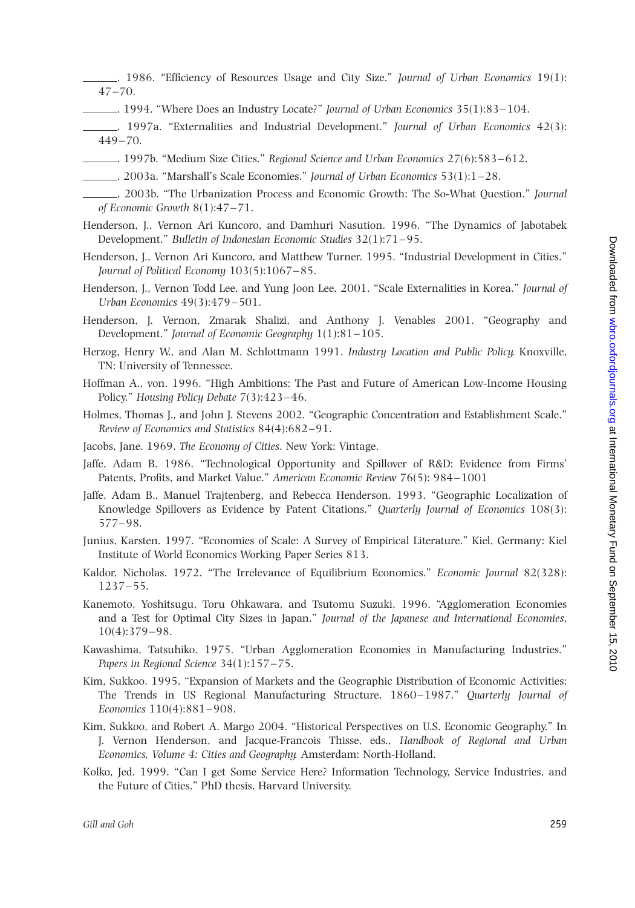———. 1986. "Efficiency of Resources Usage and City Size." *Journal of Urban Economics* 19(1): 47–70.

———. 1994. "Where Does an Industry Locate?" *Journal of Urban Economics* 35(1):83–104.

———. 1997a. "Externalities and Industrial Development." *Journal of Urban Economics* 42(3): 449–70.

———. 1997b. "Medium Size Cities." *Regional Science and Urban Economics* 27(6):583–612.

———. 2003a. "Marshall's Scale Economies." *Journal of Urban Economics* 53(1):1–28.

———. 2003b. "The Urbanization Process and Economic Growth: The So-What Question." *Journal of Economic Growth* 8(1):47–71.

Henderson, J., Vernon Ari Kuncoro, and Damhuri Nasution. 1996. "The Dynamics of Jabotabek Development." *Bulletin of Indonesian Economic Studies* 32(1):71–95.

Henderson, J., Vernon Ari Kuncoro, and Matthew Turner. 1995. "Industrial Development in Cities." *Journal of Political Economy* 103(5):1067–85.

Henderson, J., Vernon Todd Lee, and Yung Joon Lee. 2001. "Scale Externalities in Korea." *Journal of Urban Economics* 49(3):479–501.

Henderson, J. Vernon, Zmarak Shalizi, and Anthony J. Venables 2001. "Geography and Development." *Journal of Economic Geography* 1(1):81–105.

Herzog, Henry W., and Alan M. Schlottmann 1991. *Industry Location and Public Policy*. Knoxville, TN: University of Tennessee.

Hoffman A., von. 1996. "High Ambitions: The Past and Future of American Low-Income Housing Policy." *Housing Policy Debate* 7(3):423–46.

Holmes, Thomas J., and John J. Stevens 2002. "Geographic Concentration and Establishment Scale." *Review of Economics and Statistics* 84(4):682–91.

Jacobs, Jane. 1969. *The Economy of Cities*. New York: Vintage.

Jaffe, Adam B. 1986. "Technological Opportunity and Spillover of R&D: Evidence from Firms' Patents, Profits, and Market Value." *American Economic Review* 76(5): 984–1001

Jaffe, Adam B., Manuel Trajtenberg, and Rebecca Henderson. 1993. "Geographic Localization of Knowledge Spillovers as Evidence by Patent Citations." *Quarterly Journal of Economics* 108(3): 577–98.

Junius, Karsten. 1997. "Economies of Scale: A Survey of Empirical Literature." Kiel, Germany: Kiel Institute of World Economics Working Paper Series 813.

Kaldor, Nicholas. 1972. "The Irrelevance of Equilibrium Economics." *Economic Journal* 82(328): 1237–55.

Kanemoto, Yoshitsugu, Toru Ohkawara, and Tsutomu Suzuki. 1996. "Agglomeration Economies and a Test for Optimal City Sizes in Japan." *Journal of the Japanese and International Economies*, 10(4):379–98.

Kawashima, Tatsuhiko. 1975. "Urban Agglomeration Economies in Manufacturing Industries." *Papers in Regional Science* 34(1):157–75.

Kim, Sukkoo. 1995. "Expansion of Markets and the Geographic Distribution of Economic Activities: The Trends in US Regional Manufacturing Structure, 1860–1987." *Quarterly Journal of Economics* 110(4):881–908.

Kim, Sukkoo, and Robert A. Margo 2004. "Historical Perspectives on U.S. Economic Geography." In J. Vernon Henderson, and Jacque-Francois Thisse, eds., *Handbook of Regional and Urban Economics, Volume 4: Cities and Geography*. Amsterdam: North-Holland.

Kolko, Jed. 1999. "Can I get Some Service Here? Information Technology, Service Industries, and the Future of Cities." PhD thesis. Harvard University.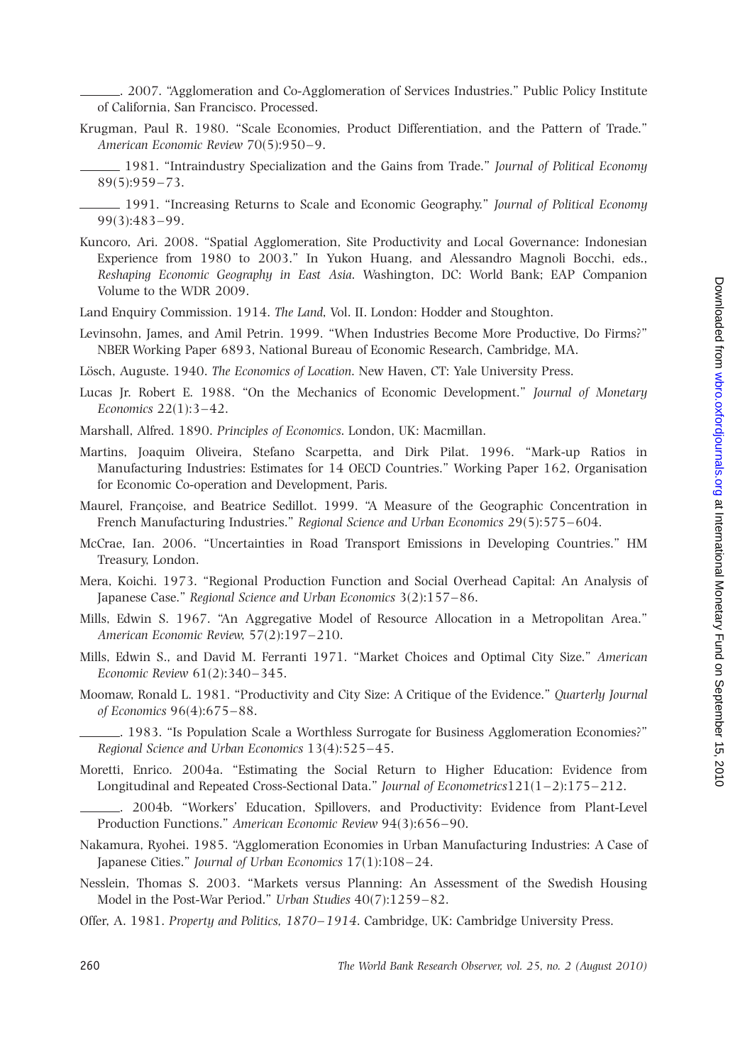______. 2007. "Agglomeration and Co-Agglomeration of Services Industries." Public Policy Institute of California, San Francisco. Processed.

Krugman, Paul R. 1980. "Scale Economies, Product Differentiation, and the Pattern of Trade." *American Economic Review* 70(5):950–9.

______ 1981. "Intraindustry Specialization and the Gains from Trade." *Journal of Political Economy* 89(5):959–73.

______ 1991. "Increasing Returns to Scale and Economic Geography." *Journal of Political Economy* 99(3):483–99.

Kuncoro, Ari. 2008. "Spatial Agglomeration, Site Productivity and Local Governance: Indonesian Experience from 1980 to 2003." In Yukon Huang, and Alessandro Magnoli Bocchi, eds., *Reshaping Economic Geography in East Asia*. Washington, DC: World Bank; EAP Companion Volume to the WDR 2009.

Land Enquiry Commission. 1914. *The Land*, Vol. II. London: Hodder and Stoughton.

Levinsohn, James, and Amil Petrin. 1999. "When Industries Become More Productive, Do Firms?" NBER Working Paper 6893, National Bureau of Economic Research, Cambridge, MA.

Lösch, Auguste. 1940. *The Economics of Location*. New Haven, CT: Yale University Press.

Lucas Jr. Robert E. 1988. "On the Mechanics of Economic Development." *Journal of Monetary Economics* 22(1):3–42.

Marshall, Alfred. 1890. *Principles of Economics*. London, UK: Macmillan.

Martins, Joaquim Oliveira, Stefano Scarpetta, and Dirk Pilat. 1996. "Mark-up Ratios in Manufacturing Industries: Estimates for 14 OECD Countries." Working Paper 162, Organisation for Economic Co-operation and Development, Paris.

Maurel, Françoise, and Beatrice Sedillot. 1999. "A Measure of the Geographic Concentration in French Manufacturing Industries." *Regional Science and Urban Economics* 29(5):575–604.

McCrae, Ian. 2006. "Uncertainties in Road Transport Emissions in Developing Countries." HM Treasury, London.

Mera, Koichi. 1973. "Regional Production Function and Social Overhead Capital: An Analysis of Japanese Case." *Regional Science and Urban Economics* 3(2):157–86.

Mills, Edwin S. 1967. "An Aggregative Model of Resource Allocation in a Metropolitan Area." *American Economic Review*, 57(2):197–210.

Mills, Edwin S., and David M. Ferranti 1971. "Market Choices and Optimal City Size." *American Economic Review* 61(2):340–345.

Moomaw, Ronald L. 1981. "Productivity and City Size: A Critique of the Evidence." *Quarterly Journal of Economics* 96(4):675–88.

______. 1983. "Is Population Scale a Worthless Surrogate for Business Agglomeration Economies?" *Regional Science and Urban Economics* 13(4):525–45.

Moretti, Enrico. 2004a. "Estimating the Social Return to Higher Education: Evidence from Longitudinal and Repeated Cross-Sectional Data." *Journal of Econometrics*121(1–2):175–212.

______. 2004b. "Workers' Education, Spillovers, and Productivity: Evidence from Plant-Level Production Functions." *American Economic Review* 94(3):656–90.

Nakamura, Ryohei. 1985. "Agglomeration Economies in Urban Manufacturing Industries: A Case of Japanese Cities." *Journal of Urban Economics* 17(1):108–24.

Nesslein, Thomas S. 2003. "Markets versus Planning: An Assessment of the Swedish Housing Model in the Post-War Period." *Urban Studies* 40(7):1259–82.

Offer, A. 1981. *Property and Politics, 1870–1914*. Cambridge, UK: Cambridge University Press.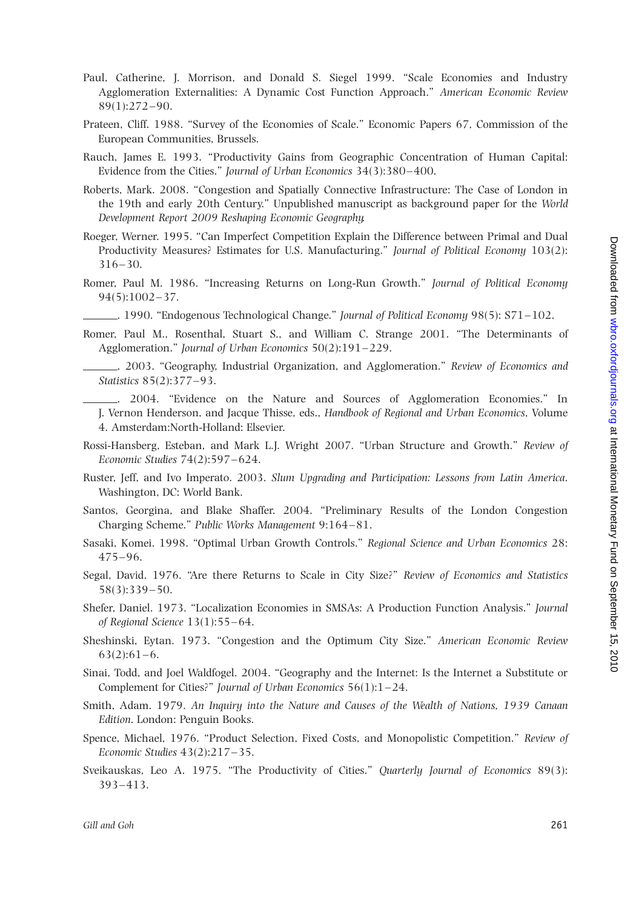Paul, Catherine, J. Morrison, and Donald S. Siegel 1999. "Scale Economies and Industry Agglomeration Externalities: A Dynamic Cost Function Approach." *American Economic Review* 89(1):272–90.

Prateen, Cliff. 1988. "Survey of the Economies of Scale." Economic Papers 67, Commission of the European Communities, Brussels.

Rauch, James E. 1993. "Productivity Gains from Geographic Concentration of Human Capital: Evidence from the Cities." *Journal of Urban Economics* 34(3):380–400.

Roberts, Mark. 2008. "Congestion and Spatially Connective Infrastructure: The Case of London in the 19th and early 20th Century." Unpublished manuscript as background paper for the *World Development Report 2009 Reshaping Economic Geography*.

Roeger, Werner. 1995. "Can Imperfect Competition Explain the Difference between Primal and Dual Productivity Measures? Estimates for U.S. Manufacturing." *Journal of Political Economy* 103(2): 316–30.

Romer, Paul M. 1986. "Increasing Returns on Long-Run Growth." *Journal of Political Economy* 94(5):1002–37.

______. 1990. "Endogenous Technological Change." *Journal of Political Economy* 98(5): S71–102.

Romer, Paul M., Rosenthal, Stuart S., and William C. Strange 2001. "The Determinants of Agglomeration." *Journal of Urban Economics* 50(2):191–229.

______. 2003. "Geography, Industrial Organization, and Agglomeration." *Review of Economics and Statistics* 85(2):377–93.

______. 2004. "Evidence on the Nature and Sources of Agglomeration Economies." In J. Vernon Henderson, and Jacque Thisse, eds., *Handbook of Regional and Urban Economics*, Volume 4. Amsterdam:North-Holland: Elsevier.

Rossi-Hansberg, Esteban, and Mark L.J. Wright 2007. "Urban Structure and Growth." *Review of Economic Studies* 74(2):597–624.

Ruster, Jeff, and Ivo Imperato. 2003. *Slum Upgrading and Participation: Lessons from Latin America*. Washington, DC: World Bank.

Santos, Georgina, and Blake Shaffer. 2004. "Preliminary Results of the London Congestion Charging Scheme." *Public Works Management* 9:164–81.

Sasaki, Komei. 1998. "Optimal Urban Growth Controls." *Regional Science and Urban Economics* 28: 475–96.

Segal, David. 1976. "Are there Returns to Scale in City Size?" *Review of Economics and Statistics* 58(3):339–50.

Shefer, Daniel. 1973. "Localization Economies in SMSAs: A Production Function Analysis." *Journal of Regional Science* 13(1):55–64.

Sheshinski, Eytan. 1973. "Congestion and the Optimum City Size." *American Economic Review* 63(2):61–6.

Sinai, Todd, and Joel Waldfogel. 2004. "Geography and the Internet: Is the Internet a Substitute or Complement for Cities?" *Journal of Urban Economics* 56(1):1–24.

Smith, Adam. 1979. *An Inquiry into the Nature and Causes of the Wealth of Nations, 1939 Canaan Edition*. London: Penguin Books.

Spence, Michael, 1976. "Product Selection, Fixed Costs, and Monopolistic Competition." *Review of Economic Studies* 43(2):217–35.

Sveikauskas, Leo A. 1975. "The Productivity of Cities." *Quarterly Journal of Economics* 89(3): 393–413.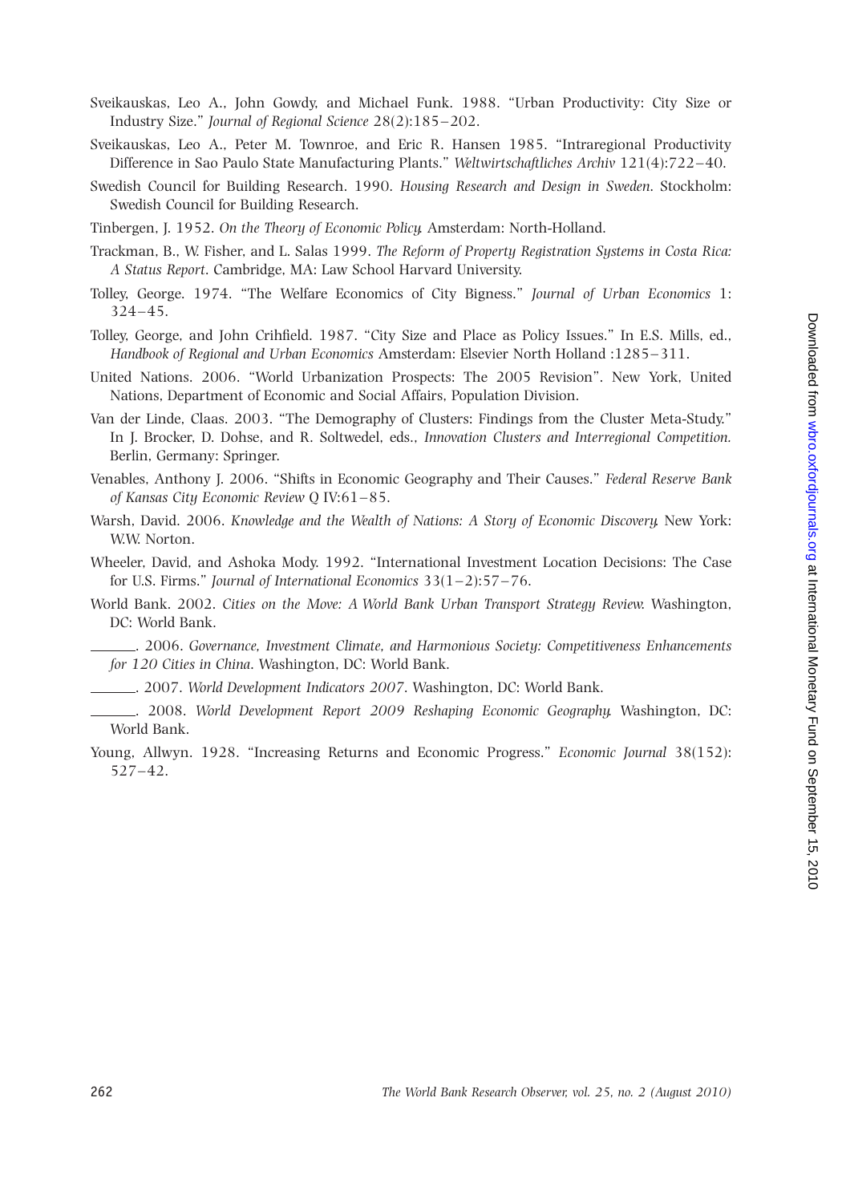Sveikauskas, Leo A., John Gowdy, and Michael Funk. 1988. "Urban Productivity: City Size or Industry Size." *Journal of Regional Science* 28(2):185–202.

Sveikauskas, Leo A., Peter M. Townroe, and Eric R. Hansen 1985. "Intraregional Productivity Difference in Sao Paulo State Manufacturing Plants." *Weltwirtschaftliches Archiv* 121(4):722–40.

Swedish Council for Building Research. 1990. *Housing Research and Design in Sweden*. Stockholm: Swedish Council for Building Research.

Tinbergen, J. 1952. *On the Theory of Economic Policy*. Amsterdam: North-Holland.

Trackman, B., W. Fisher, and L. Salas 1999. *The Reform of Property Registration Systems in Costa Rica: A Status Report*. Cambridge, MA: Law School Harvard University.

Tolley, George. 1974. "The Welfare Economics of City Bigness." *Journal of Urban Economics* 1: 324–45.

Tolley, George, and John Crihfield. 1987. "City Size and Place as Policy Issues." In E.S. Mills, ed., *Handbook of Regional and Urban Economics* Amsterdam: Elsevier North Holland :1285–311.

United Nations. 2006. "World Urbanization Prospects: The 2005 Revision". New York, United Nations, Department of Economic and Social Affairs, Population Division.

Van der Linde, Claas. 2003. "The Demography of Clusters: Findings from the Cluster Meta-Study." In J. Brocker, D. Dohse, and R. Soltwedel, eds., *Innovation Clusters and Interregional Competition*. Berlin, Germany: Springer.

Venables, Anthony J. 2006. "Shifts in Economic Geography and Their Causes." *Federal Reserve Bank of Kansas City Economic Review* Q IV:61–85.

Warsh, David. 2006. *Knowledge and the Wealth of Nations: A Story of Economic Discovery*. New York: W.W. Norton.

Wheeler, David, and Ashoka Mody. 1992. "International Investment Location Decisions: The Case for U.S. Firms." *Journal of International Economics* 33(1–2):57–76.

World Bank. 2002. *Cities on the Move: A World Bank Urban Transport Strategy Review*. Washington, DC: World Bank.

———. 2006. *Governance, Investment Climate, and Harmonious Society: Competitiveness Enhancements for 120 Cities in China*. Washington, DC: World Bank.

———. 2007. *World Development Indicators 2007*. Washington, DC: World Bank.

———. 2008. *World Development Report 2009 Reshaping Economic Geography*. Washington, DC: World Bank.

Young, Allwyn. 1928. "Increasing Returns and Economic Progress." *Economic Journal* 38(152): 527–42.